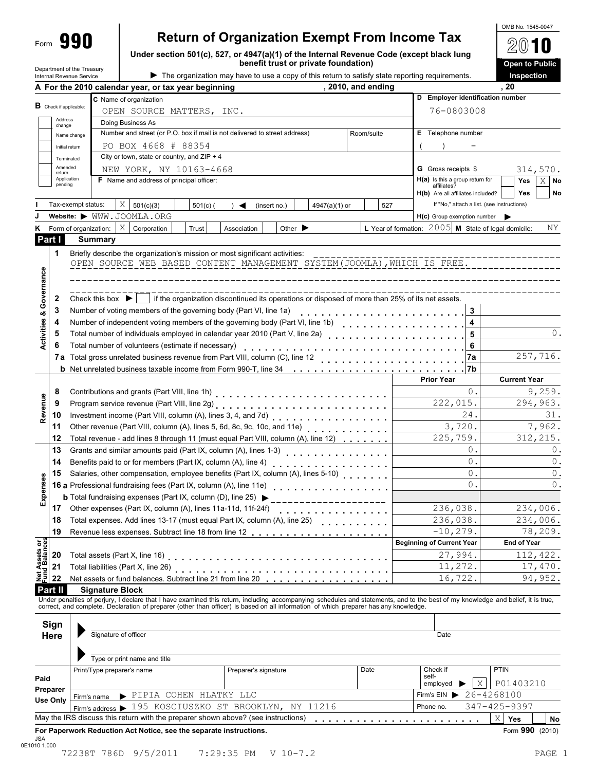Form **990**

# Return of Organization Exempt From Income Tax

**Under section 501(c), 527, or 4947(a)(1) of the Internal Revenue Code (except black lung benefit trust or private foundation)**

▶ The organization may have to use a copy of this return to satisfy state reporting requirements.

Department of the Treasury
Internal Revenue Service

OMB No. 1545-0047

**2010**

**Open to Public Inspection**

**A For the 2010 calendar year, or tax year beginning , 2010, and ending , 20**

**B** Check if applicable: Address change, Name change, Initial return, Terminated, Amended return, Application pending

**C** Name of organization: OPEN SOURCE MATTERS, INC.

Doing Business As

Number and street (or P.O. box if mail is not delivered to street address) / Room/suite: PO BOX 4668 # 88354

City or town, state or country, and ZIP + 4: NEW YORK, NY 10163-4668

**F** Name and address of principal officer:

**D Employer identification number:** 76-0803008

**E** Telephone number: ( ) -

**G** Gross receipts $ 314,570.

**H(a)** Is this a group return for affiliates? Yes [ ] No [X]

**H(b)** Are all affiliates included? Yes [ ] No [ ]
If "No," attach a list. (see instructions)

**H(c)** Group exemption number ▶

**I** Tax-exempt status: [X] 501(c)(3) [ ] 501(c) ( ) ◀ (insert no.) [ ] 4947(a)(1) or [ ] 527

**J** Website: ▶ WWW.JOOMLA.ORG

**K** Form of organization: [X] Corporation [ ] Trust [ ] Association [ ] Other ▶

**L** Year of formation: 2005 **M** State of legal domicile: NY

## Part I Summary

**Activities & Governance**

1. Briefly describe the organization's mission or most significant activities:
   OPEN SOURCE WEB BASED CONTENT MANAGEMENT SYSTEM(JOOMLA),WHICH IS FREE.

2. Check this box ▶ [ ] if the organization discontinued its operations or disposed of more than 25% of its net assets.

| | | | |
|---|---|---|---|
| 3 | Number of voting members of the governing body (Part VI, line 1a) | 3 | |
| 4 | Number of independent voting members of the governing body (Part VI, line 1b) | 4 | |
| 5 | Total number of individuals employed in calendar year 2010 (Part V, line 2a) | 5 | 0. |
| 6 | Total number of volunteers (estimate if necessary) | 6 | |
| 7a | Total gross unrelated business revenue from Part VIII, column (C), line 12 | 7a | 257,716. |
| b | Net unrelated business taxable income from Form 990-T, line 34 | 7b | |

| | | | Prior Year | Current Year |
|---|---|---|---|---|
| **Revenue** | 8 | Contributions and grants (Part VIII, line 1h) | 0. | 9,259. |
| | 9 | Program service revenue (Part VIII, line 2g) | 222,015. | 294,963. |
| | 10 | Investment income (Part VIII, column (A), lines 3, 4, and 7d) | 24. | 31. |
| | 11 | Other revenue (Part VIII, column (A), lines 5, 6d, 8c, 9c, 10c, and 11e) | 3,720. | 7,962. |
| | 12 | Total revenue - add lines 8 through 11 (must equal Part VIII, column (A), line 12) | 225,759. | 312,215. |
| **Expenses** | 13 | Grants and similar amounts paid (Part IX, column (A), lines 1-3) | 0. | 0. |
| | 14 | Benefits paid to or for members (Part IX, column (A), line 4) | 0. | 0. |
| | 15 | Salaries, other compensation, employee benefits (Part IX, column (A), lines 5-10) | 0. | 0. |
| | 16a | Professional fundraising fees (Part IX, column (A), line 11e) | 0. | 0. |
| | b | Total fundraising expenses (Part IX, column (D), line 25) ▶ | | |
| | 17 | Other expenses (Part IX, column (A), lines 11a-11d, 11f-24f) | 236,038. | 234,006. |
| | 18 | Total expenses. Add lines 13-17 (must equal Part IX, column (A), line 25) | 236,038. | 234,006. |
| | 19 | Revenue less expenses. Subtract line 18 from line 12 | -10,279. | 78,209. |

| | | | Beginning of Current Year | End of Year |
|---|---|---|---|---|
| **Net Assets or Fund Balances** | 20 | Total assets (Part X, line 16) | 27,994. | 112,422. |
| | 21 | Total liabilities (Part X, line 26) | 11,272. | 17,470. |
| | 22 | Net assets or fund balances. Subtract line 21 from line 20 | 16,722. | 94,952. |

## Part II Signature Block

Under penalties of perjury, I declare that I have examined this return, including accompanying schedules and statements, and to the best of my knowledge and belief, it is true, correct, and complete. Declaration of preparer (other than officer) is based on all information of which preparer has any knowledge.

**Sign Here**

▶ Signature of officer — Date

▶ Type or print name and title

**Paid Preparer Use Only**

| Print/Type preparer's name | Preparer's signature | Date | Check if self-employed ▶ [X] | PTIN P01403210 |
|---|---|---|---|---|

Firm's name ▶ PIPIA COHEN HLATKY LLC — Firm's EIN ▶ 26-4268100

Firm's address ▶ 195 KOSCIUSZKO ST BROOKLYN, NY 11216 — Phone no. 347-425-9397

May the IRS discuss this return with the preparer shown above? (see instructions) [X] Yes [ ] No

**For Paperwork Reduction Act Notice, see the separate instructions.** Form **990** (2010)

JSA
0E1010 1.000

72238T 786D 9/5/2011 7:29:35 PM V 10-7.2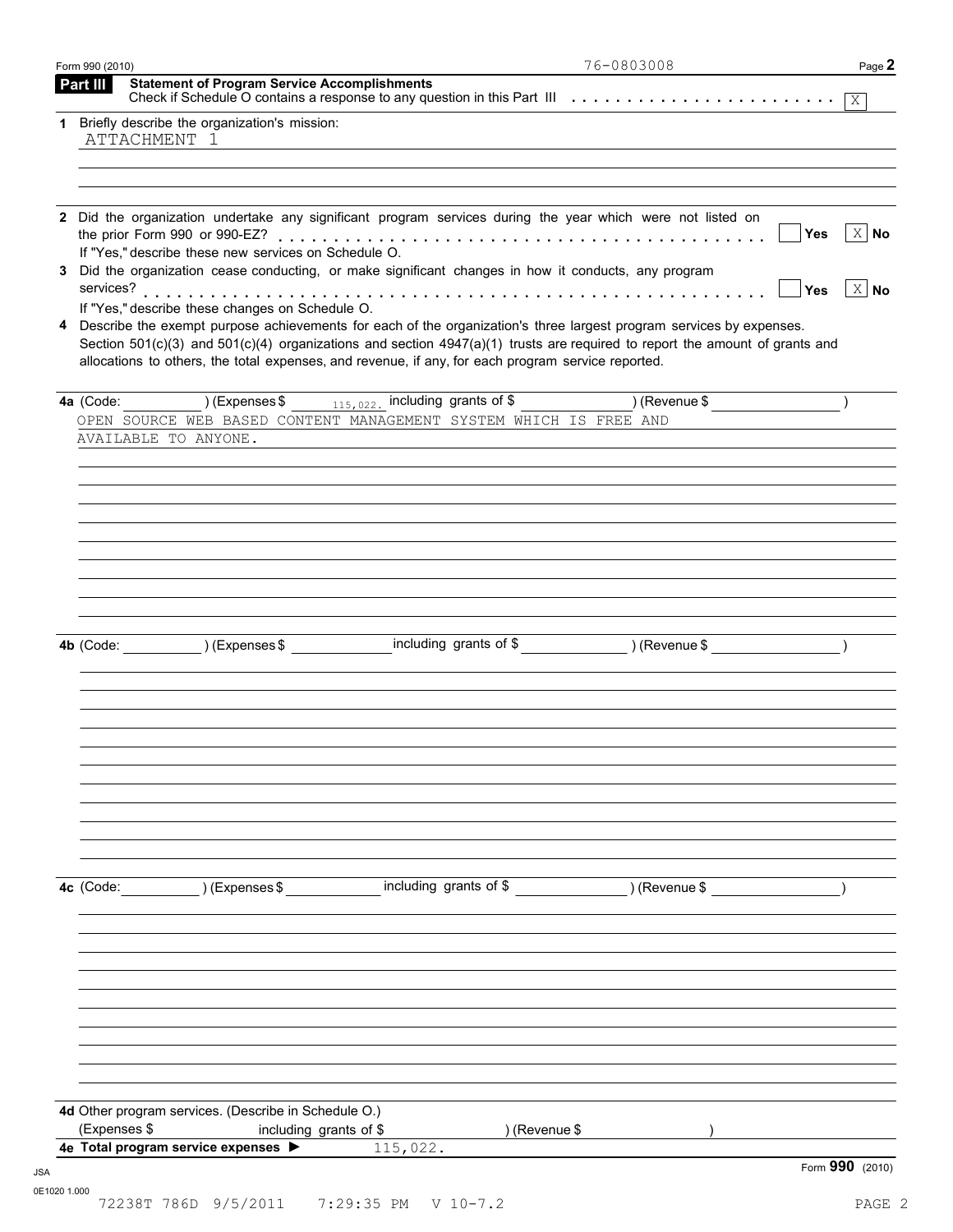Form 990 (2010) 76-0803008

## Part III Statement of Program Service Accomplishments

Check if Schedule O contains a response to any question in this Part III . . . . . . . . . . . . . . . . . . . . . . . . [X]

**1** Briefly describe the organization's mission:

ATTACHMENT 1

**2** Did the organization undertake any significant program services during the year which were not listed on the prior Form 990 or 990-EZ? . . . . . . . . . . . . . . . . . . . . . . . . . . . . . . . . . . . . . . . . . . [ ] Yes [X] No

If "Yes," describe these new services on Schedule O.

**3** Did the organization cease conducting, or make significant changes in how it conducts, any program services? . . . . . . . . . . . . . . . . . . . . . . . . . . . . . . . . . . . . . . . . . . . . . . . . . . . . [ ] Yes [X] No

If "Yes," describe these changes on Schedule O.

**4** Describe the exempt purpose achievements for each of the organization's three largest program services by expenses. Section 501(c)(3) and 501(c)(4) organizations and section 4947(a)(1) trusts are required to report the amount of grants and allocations to others, the total expenses, and revenue, if any, for each program service reported.

**4a** (Code: ) (Expenses $ 115,022. including grants of $ ) (Revenue $ )

OPEN SOURCE WEB BASED CONTENT MANAGEMENT SYSTEM WHICH IS FREE AND AVAILABLE TO ANYONE.

**4b** (Code: ) (Expenses $ including grants of $ ) (Revenue $ )

**4c** (Code: ) (Expenses $ including grants of $ ) (Revenue $ )

**4d** Other program services. (Describe in Schedule O.)

(Expenses $ including grants of $ ) (Revenue $ )

**4e Total program service expenses ▶** 115,022.

Form **990** (2010)

JSA
0E1020 1.000
72238T 786D 9/5/2011 7:29:35 PM V 10-7.2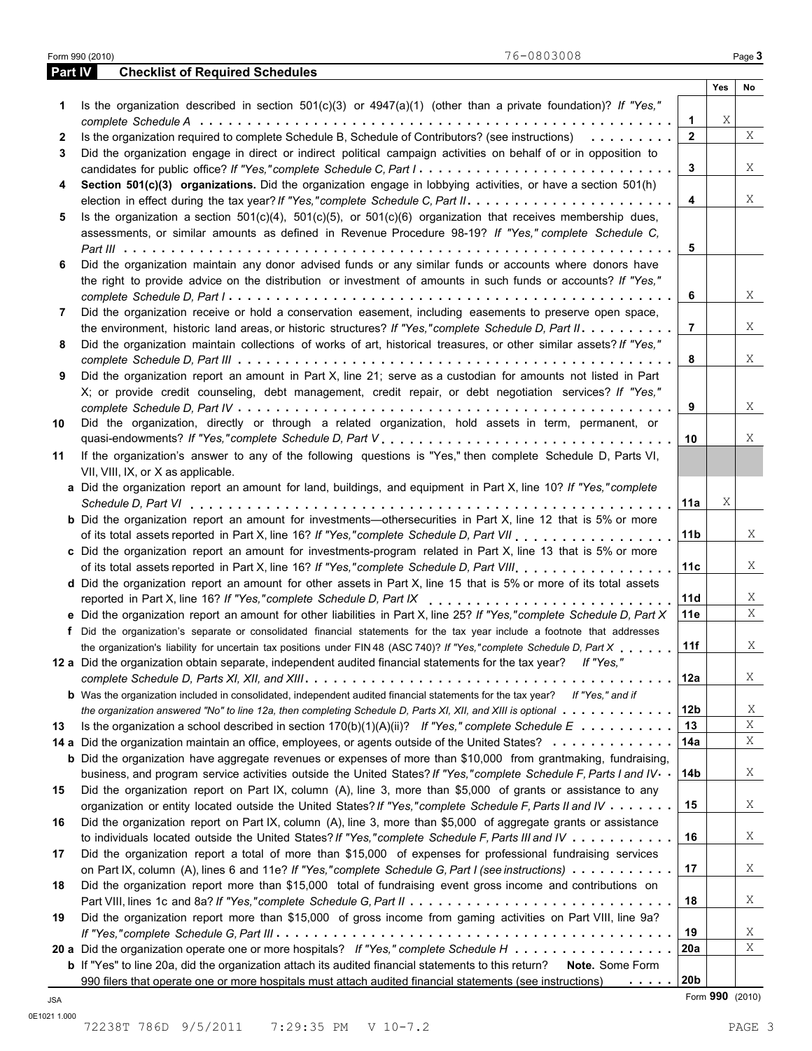76-0803008

## Part IV Checklist of Required Schedules

| | | | Yes | No |
|---|---|---|---|---|
| 1 | Is the organization described in section 501(c)(3) or 4947(a)(1) (other than a private foundation)? *If "Yes," complete Schedule A* | 1 | X | |
| 2 | Is the organization required to complete Schedule B, Schedule of Contributors? (see instructions) | 2 | | X |
| 3 | Did the organization engage in direct or indirect political campaign activities on behalf of or in opposition to candidates for public office? *If "Yes," complete Schedule C, Part I* | 3 | | X |
| 4 | **Section 501(c)(3) organizations.** Did the organization engage in lobbying activities, or have a section 501(h) election in effect during the tax year? *If "Yes," complete Schedule C, Part II* | 4 | | X |
| 5 | Is the organization a section 501(c)(4), 501(c)(5), or 501(c)(6) organization that receives membership dues, assessments, or similar amounts as defined in Revenue Procedure 98-19? *If "Yes," complete Schedule C, Part III* | 5 | | |
| 6 | Did the organization maintain any donor advised funds or any similar funds or accounts where donors have the right to provide advice on the distribution or investment of amounts in such funds or accounts? *If "Yes," complete Schedule D, Part I* | 6 | | X |
| 7 | Did the organization receive or hold a conservation easement, including easements to preserve open space, the environment, historic land areas, or historic structures? *If "Yes," complete Schedule D, Part II* | 7 | | X |
| 8 | Did the organization maintain collections of works of art, historical treasures, or other similar assets? *If "Yes," complete Schedule D, Part III* | 8 | | X |
| 9 | Did the organization report an amount in Part X, line 21; serve as a custodian for amounts not listed in Part X; or provide credit counseling, debt management, credit repair, or debt negotiation services? *If "Yes," complete Schedule D, Part IV* | 9 | | X |
| 10 | Did the organization, directly or through a related organization, hold assets in term, permanent, or quasi-endowments? *If "Yes," complete Schedule D, Part V* | 10 | | X |
| 11 | If the organization's answer to any of the following questions is "Yes," then complete Schedule D, Parts VI, VII, VIII, IX, or X as applicable. | | | |
| a | Did the organization report an amount for land, buildings, and equipment in Part X, line 10? *If "Yes," complete Schedule D, Part VI* | 11a | X | |
| b | Did the organization report an amount for investments—othersecurities in Part X, line 12 that is 5% or more of its total assets reported in Part X, line 16? *If "Yes," complete Schedule D, Part VII* | 11b | | X |
| c | Did the organization report an amount for investments-program related in Part X, line 13 that is 5% or more of its total assets reported in Part X, line 16? *If "Yes," complete Schedule D, Part VIII* | 11c | | X |
| d | Did the organization report an amount for other assets in Part X, line 15 that is 5% or more of its total assets reported in Part X, line 16? *If "Yes," complete Schedule D, Part IX* | 11d | | X |
| e | Did the organization report an amount for other liabilities in Part X, line 25? *If "Yes," complete Schedule D, Part X* | 11e | | X |
| f | Did the organization's separate or consolidated financial statements for the tax year include a footnote that addresses the organization's liability for uncertain tax positions under FIN 48 (ASC 740)? *If "Yes," complete Schedule D, Part X* | 11f | | X |
| 12 a | Did the organization obtain separate, independent audited financial statements for the tax year? *If "Yes," complete Schedule D, Parts XI, XII, and XIII* | 12a | | X |
| b | Was the organization included in consolidated, independent audited financial statements for the tax year? *If "Yes," and if the organization answered "No" to line 12a, then completing Schedule D, Parts XI, XII, and XIII is optional* | 12b | | X |
| 13 | Is the organization a school described in section 170(b)(1)(A)(ii)? *If "Yes," complete Schedule E* | 13 | | X |
| 14 a | Did the organization maintain an office, employees, or agents outside of the United States? | 14a | | X |
| b | Did the organization have aggregate revenues or expenses of more than $10,000 from grantmaking, fundraising, business, and program service activities outside the United States? *If "Yes," complete Schedule F, Parts I and IV* | 14b | | X |
| 15 | Did the organization report on Part IX, column (A), line 3, more than $5,000 of grants or assistance to any organization or entity located outside the United States? *If "Yes," complete Schedule F, Parts II and IV* | 15 | | X |
| 16 | Did the organization report on Part IX, column (A), line 3, more than $5,000 of aggregate grants or assistance to individuals located outside the United States? *If "Yes," complete Schedule F, Parts III and IV* | 16 | | X |
| 17 | Did the organization report a total of more than $15,000 of expenses for professional fundraising services on Part IX, column (A), lines 6 and 11e? *If "Yes," complete Schedule G, Part I (see instructions)* | 17 | | X |
| 18 | Did the organization report more than $15,000 total of fundraising event gross income and contributions on Part VIII, lines 1c and 8a? *If "Yes," complete Schedule G, Part II* | 18 | | X |
| 19 | Did the organization report more than $15,000 of gross income from gaming activities on Part VIII, line 9a? *If "Yes," complete Schedule G, Part III* | 19 | | X |
| 20 a | Did the organization operate one or more hospitals? *If "Yes," complete Schedule H* | 20a | | X |
| b | If "Yes" to line 20a, did the organization attach its audited financial statements to this return? **Note.** Some Form 990 filers that operate one or more hospitals must attach audited financial statements (see instructions) | 20b | | |

JSA
0E1021 1.000
72238T 786D 9/5/2011 7:29:35 PM V 10-7.2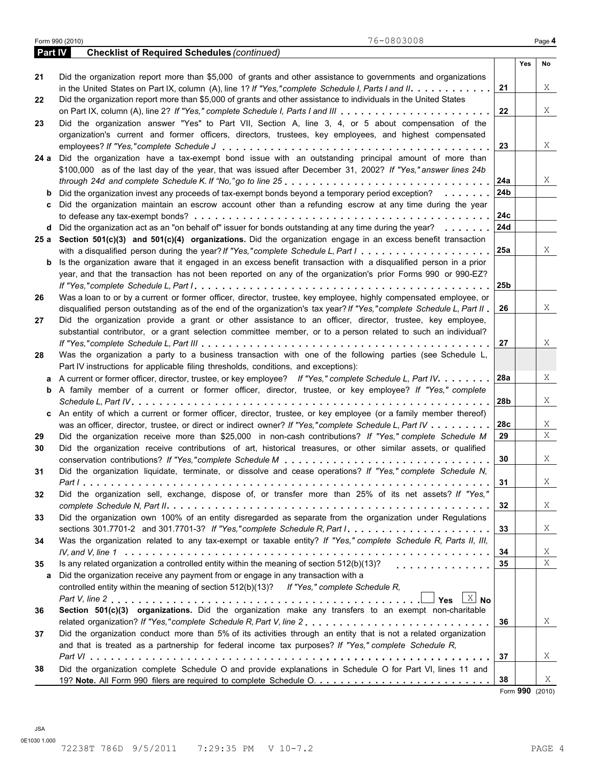Form 990 (2010) 76-0803008

**Part IV Checklist of Required Schedules** *(continued)*

| | | | Yes | No |
|---|---|---|---|---|
| 21 | Did the organization report more than $5,000 of grants and other assistance to governments and organizations in the United States on Part IX, column (A), line 1? *If "Yes," complete Schedule I, Parts I and II* | 21 | | X |
| 22 | Did the organization report more than $5,000 of grants and other assistance to individuals in the United States on Part IX, column (A), line 2? *If "Yes," complete Schedule I, Parts I and III* | 22 | | X |
| 23 | Did the organization answer "Yes" to Part VII, Section A, line 3, 4, or 5 about compensation of the organization's current and former officers, directors, trustees, key employees, and highest compensated employees? *If "Yes," complete Schedule J* | 23 | | X |
| 24 a | Did the organization have a tax-exempt bond issue with an outstanding principal amount of more than $100,000 as of the last day of the year, that was issued after December 31, 2002? *If "Yes," answer lines 24b through 24d and complete Schedule K. If "No," go to line 25* | 24a | | X |
| b | Did the organization invest any proceeds of tax-exempt bonds beyond a temporary period exception? | 24b | | |
| c | Did the organization maintain an escrow account other than a refunding escrow at any time during the year to defease any tax-exempt bonds? | 24c | | |
| d | Did the organization act as an "on behalf of" issuer for bonds outstanding at any time during the year? | 24d | | |
| 25 a | **Section 501(c)(3) and 501(c)(4) organizations.** Did the organization engage in an excess benefit transaction with a disqualified person during the year? *If "Yes," complete Schedule L, Part I* | 25a | | X |
| b | Is the organization aware that it engaged in an excess benefit transaction with a disqualified person in a prior year, and that the transaction has not been reported on any of the organization's prior Forms 990 or 990-EZ? *If "Yes," complete Schedule L, Part I* | 25b | | |
| 26 | Was a loan to or by a current or former officer, director, trustee, key employee, highly compensated employee, or disqualified person outstanding as of the end of the organization's tax year? *If "Yes," complete Schedule L, Part II* | 26 | | X |
| 27 | Did the organization provide a grant or other assistance to an officer, director, trustee, key employee, substantial contributor, or a grant selection committee member, or to a person related to such an individual? *If "Yes," complete Schedule L, Part III* | 27 | | X |
| 28 | Was the organization a party to a business transaction with one of the following parties (see Schedule L, Part IV instructions for applicable filing thresholds, conditions, and exceptions): | | | |
| a | A current or former officer, director, trustee, or key employee? *If "Yes," complete Schedule L, Part IV* | 28a | | X |
| b | A family member of a current or former officer, director, trustee, or key employee? *If "Yes," complete Schedule L, Part IV* | 28b | | X |
| c | An entity of which a current or former officer, director, trustee, or key employee (or a family member thereof) was an officer, director, trustee, or direct or indirect owner? *If "Yes," complete Schedule L, Part IV* | 28c | | X |
| 29 | Did the organization receive more than $25,000 in non-cash contributions? *If "Yes," complete Schedule M* | 29 | | X |
| 30 | Did the organization receive contributions of art, historical treasures, or other similar assets, or qualified conservation contributions? *If "Yes," complete Schedule M* | 30 | | X |
| 31 | Did the organization liquidate, terminate, or dissolve and cease operations? *If "Yes," complete Schedule N, Part I* | 31 | | X |
| 32 | Did the organization sell, exchange, dispose of, or transfer more than 25% of its net assets? *If "Yes," complete Schedule N, Part II* | 32 | | X |
| 33 | Did the organization own 100% of an entity disregarded as separate from the organization under Regulations sections 301.7701-2 and 301.7701-3? *If "Yes," complete Schedule R, Part I* | 33 | | X |
| 34 | Was the organization related to any tax-exempt or taxable entity? *If "Yes," complete Schedule R, Parts II, III, IV, and V, line 1* | 34 | | X |
| 35 | Is any related organization a controlled entity within the meaning of section 512(b)(13)? | 35 | | X |
| a | Did the organization receive any payment from or engage in any transaction with a controlled entity within the meaning of section 512(b)(13)? *If "Yes," complete Schedule R, Part V, line 2* ☐ Yes ☒ No | | | |
| 36 | **Section 501(c)(3) organizations.** Did the organization make any transfers to an exempt non-charitable related organization? *If "Yes," complete Schedule R, Part V, line 2* | 36 | | X |
| 37 | Did the organization conduct more than 5% of its activities through an entity that is not a related organization and that is treated as a partnership for federal income tax purposes? *If "Yes," complete Schedule R, Part VI* | 37 | | X |
| 38 | Did the organization complete Schedule O and provide explanations in Schedule O for Part VI, lines 11 and 19? **Note.** All Form 990 filers are required to complete Schedule O. | 38 | | X |

Form **990** (2010)

JSA
0E1030 1.000
72238T 786D 9/5/2011 7:29:35 PM V 10-7.2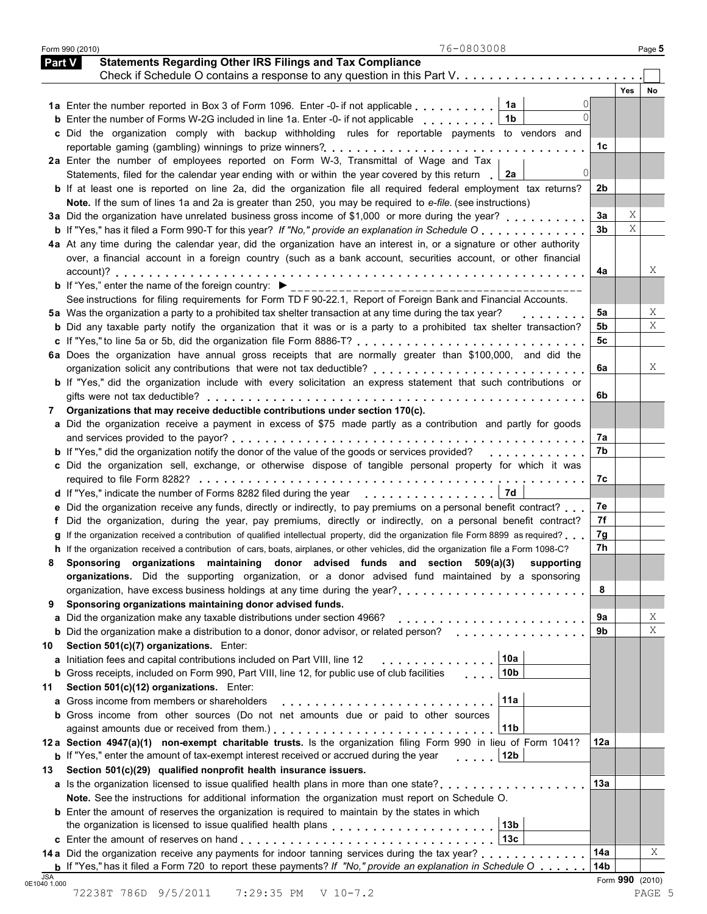Form 990 (2010) 76-0803008 Page 5

## Part V Statements Regarding Other IRS Filings and Tax Compliance

Check if Schedule O contains a response to any question in this Part V. . . . . . . . . . . . . . . . . . . . . . . . . . ☐

| | | | | Yes | No |
|---|---|---|---|---|---|
| **1a** | Enter the number reported in Box 3 of Form 1096. Enter -0- if not applicable . . . . . . . . . . **1a** 0 | | | | |
| **b** | Enter the number of Forms W-2G included in line 1a. Enter -0- if not applicable . . . . . . . . . **1b** 0 | | | | |
| **c** | Did the organization comply with backup withholding rules for reportable payments to vendors and reportable gaming (gambling) winnings to prize winners? . . . . . . . . . . . . . . . . . . . . . . . . . . . . . . | | 1c | | |
| **2a** | Enter the number of employees reported on Form W-3, Transmittal of Wage and Tax Statements, filed for the calendar year ending with or within the year covered by this return . **2a** 0 | | | | |
| **b** | If at least one is reported on line 2a, did the organization file all required federal employment tax returns? **Note.** If the sum of lines 1a and 2a is greater than 250, you may be required to *e-file*. (see instructions) | | 2b | | |
| **3a** | Did the organization have unrelated business gross income of $1,000 or more during the year? . . . . . . . . . . | | 3a | X | |
| **b** | If "Yes," has it filed a Form 990-T for this year? *If "No," provide an explanation in Schedule O* . . . . . . . . . . . . | | 3b | X | |
| **4a** | At any time during the calendar year, did the organization have an interest in, or a signature or other authority over, a financial account in a foreign country (such as a bank account, securities account, or other financial account)? . . . . . . . . . . . . . . . . . . . . . . . . . . . . . . . . . . . . . . . . . . . . . . . . . | | 4a | | X |
| **b** | If "Yes," enter the name of the foreign country: ► ________________________________________ See instructions for filing requirements for Form TD F 90-22.1, Report of Foreign Bank and Financial Accounts. | | | | |
| **5a** | Was the organization a party to a prohibited tax shelter transaction at any time during the tax year? . . . . . . . . | | 5a | | X |
| **b** | Did any taxable party notify the organization that it was or is a party to a prohibited tax shelter transaction? | | 5b | | X |
| **c** | If "Yes," to line 5a or 5b, did the organization file Form 8886-T? . . . . . . . . . . . . . . . . . . . . . . . . . . . | | 5c | | |
| **6a** | Does the organization have annual gross receipts that are normally greater than $100,000, and did the organization solicit any contributions that were not tax deductible? . . . . . . . . . . . . . . . . . . . . . . . . . | | 6a | | X |
| **b** | If "Yes," did the organization include with every solicitation an express statement that such contributions or gifts were not tax deductible? . . . . . . . . . . . . . . . . . . . . . . . . . . . . . . . . . . . . . . . . . . . . . . | | 6b | | |
| **7** | **Organizations that may receive deductible contributions under section 170(c).** | | | | |
| **a** | Did the organization receive a payment in excess of $75 made partly as a contribution and partly for goods and services provided to the payor? . . . . . . . . . . . . . . . . . . . . . . . . . . . . . . . . . . . . . . . . . | | 7a | | |
| **b** | If "Yes," did the organization notify the donor of the value of the goods or services provided? . . . . . . . . . . . | | 7b | | |
| **c** | Did the organization sell, exchange, or otherwise dispose of tangible personal property for which it was required to file Form 8282? . . . . . . . . . . . . . . . . . . . . . . . . . . . . . . . . . . . . . . . . . . . . . . . | | 7c | | |
| **d** | If "Yes," indicate the number of Forms 8282 filed during the year . . . . . . . . . . . . . . . . . **7d** | | | | |
| **e** | Did the organization receive any funds, directly or indirectly, to pay premiums on a personal benefit contract? . . . | | 7e | | |
| **f** | Did the organization, during the year, pay premiums, directly or indirectly, on a personal benefit contract? | | 7f | | |
| **g** | If the organization received a contribution of qualified intellectual property, did the organization file Form 8899 as required? . . . | | 7g | | |
| **h** | If the organization received a contribution of cars, boats, airplanes, or other vehicles, did the organization file a Form 1098-C? | | 7h | | |
| **8** | **Sponsoring organizations maintaining donor advised funds and section 509(a)(3) supporting organizations.** Did the supporting organization, or a donor advised fund maintained by a sponsoring organization, have excess business holdings at any time during the year? . . . . . . . . . . . . . . . . . . . . . . . | | 8 | | |
| **9** | **Sponsoring organizations maintaining donor advised funds.** | | | | |
| **a** | Did the organization make any taxable distributions under section 4966? . . . . . . . . . . . . . . . . . . . . . . . | | 9a | | X |
| **b** | Did the organization make a distribution to a donor, donor advisor, or related person? . . . . . . . . . . . . . . . | | 9b | | X |
| **10** | **Section 501(c)(7) organizations.** Enter: | | | | |
| **a** | Initiation fees and capital contributions included on Part VIII, line 12 . . . . . . . . . . . . . . **10a** | | | | |
| **b** | Gross receipts, included on Form 990, Part VIII, line 12, for public use of club facilities . . . . **10b** | | | | |
| **11** | **Section 501(c)(12) organizations.** Enter: | | | | |
| **a** | Gross income from members or shareholders . . . . . . . . . . . . . . . . . . . . . . . . . . **11a** | | | | |
| **b** | Gross income from other sources (Do not net amounts due or paid to other sources against amounts due or received from them.) . . . . . . . . . . . . . . . . . . . . . . . . . . **11b** | | | | |
| **12a** | **Section 4947(a)(1) non-exempt charitable trusts.** Is the organization filing Form 990 in lieu of Form 1041? | | 12a | | |
| **b** | If "Yes," enter the amount of tax-exempt interest received or accrued during the year . . . . . **12b** | | | | |
| **13** | **Section 501(c)(29) qualified nonprofit health insurance issuers.** | | | | |
| **a** | Is the organization licensed to issue qualified health plans in more than one state? . . . . . . . . . . . . . . . . . . **Note.** See the instructions for additional information the organization must report on Schedule O. | | 13a | | |
| **b** | Enter the amount of reserves the organization is required to maintain by the states in which the organization is licensed to issue qualified health plans . . . . . . . . . . . . . . . . . . . . **13b** | | | | |
| **c** | Enter the amount of reserves on hand . . . . . . . . . . . . . . . . . . . . . . . . . . . . . . **13c** | | | | |
| **14a** | Did the organization receive any payments for indoor tanning services during the tax year? . . . . . . . . . . . . . | | 14a | | X |
| **b** | If "Yes," has it filed a Form 720 to report these payments? *If "No," provide an explanation in Schedule O* . . . . . . | | 14b | | |

JSA 0E1040 1.000

Form **990** (2010)

72238T 786D 9/5/2011 7:29:35 PM V 10-7.2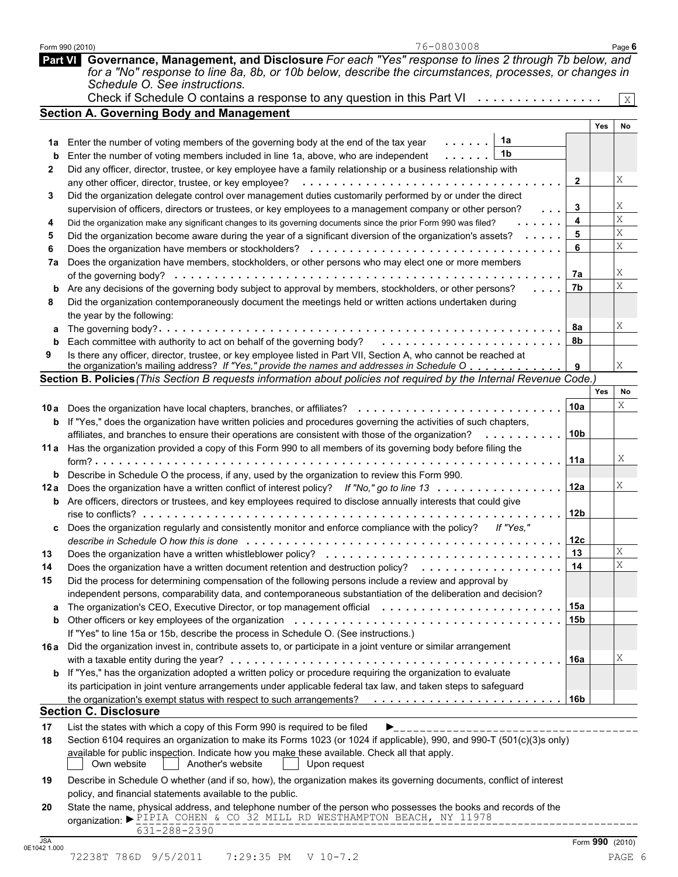Form 990 (2010) 76-0803008 Page 6

## Part VI Governance, Management, and Disclosure

*For each "Yes" response to lines 2 through 7b below, and for a "No" response to line 8a, 8b, or 10b below, describe the circumstances, processes, or changes in Schedule O. See instructions.*

Check if Schedule O contains a response to any question in this Part VI . . . . . . . . . . . . . . . . X

### Section A. Governing Body and Management

| | | Line | Yes | No |
|---|---|---|---|---|
| 1a | Enter the number of voting members of the governing body at the end of the tax year . . . . . . 1a | | | |
| b | Enter the number of voting members included in line 1a, above, who are independent . . . . . . 1b | | | |
| 2 | Did any officer, director, trustee, or key employee have a family relationship or a business relationship with any other officer, director, trustee, or key employee? | 2 | | X |
| 3 | Did the organization delegate control over management duties customarily performed by or under the direct supervision of officers, directors or trustees, or key employees to a management company or other person? | 3 | | X |
| 4 | Did the organization make any significant changes to its governing documents since the prior Form 990 was filed? | 4 | | X |
| 5 | Did the organization become aware during the year of a significant diversion of the organization's assets? | 5 | | X |
| 6 | Does the organization have members or stockholders? | 6 | | X |
| 7a | Does the organization have members, stockholders, or other persons who may elect one or more members of the governing body? | 7a | | X |
| b | Are any decisions of the governing body subject to approval by members, stockholders, or other persons? | 7b | | X |
| 8 | Did the organization contemporaneously document the meetings held or written actions undertaken during the year by the following: | | | |
| a | The governing body? | 8a | | X |
| b | Each committee with authority to act on behalf of the governing body? | 8b | | |
| 9 | Is there any officer, director, trustee, or key employee listed in Part VII, Section A, who cannot be reached at the organization's mailing address? *If "Yes," provide the names and addresses in Schedule O* | 9 | | X |

### Section B. Policies *(This Section B requests information about policies not required by the Internal Revenue Code.)*

| | | Line | Yes | No |
|---|---|---|---|---|
| 10a | Does the organization have local chapters, branches, or affiliates? | 10a | | X |
| b | If "Yes," does the organization have written policies and procedures governing the activities of such chapters, affiliates, and branches to ensure their operations are consistent with those of the organization? | 10b | | |
| 11a | Has the organization provided a copy of this Form 990 to all members of its governing body before filing the form? | 11a | | X |
| b | Describe in Schedule O the process, if any, used by the organization to review this Form 990. | | | |
| 12a | Does the organization have a written conflict of interest policy? *If "No," go to line 13* | 12a | | X |
| b | Are officers, directors or trustees, and key employees required to disclose annually interests that could give rise to conflicts? | 12b | | |
| c | Does the organization regularly and consistently monitor and enforce compliance with the policy? *If "Yes," describe in Schedule O how this is done* | 12c | | |
| 13 | Does the organization have a written whistleblower policy? | 13 | | X |
| 14 | Does the organization have a written document retention and destruction policy? | 14 | | X |
| 15 | Did the process for determining compensation of the following persons include a review and approval by independent persons, comparability data, and contemporaneous substantiation of the deliberation and decision? | | | |
| a | The organization's CEO, Executive Director, or top management official | 15a | | |
| b | Other officers or key employees of the organization | 15b | | |
| | If "Yes" to line 15a or 15b, describe the process in Schedule O. (See instructions.) | | | |
| 16a | Did the organization invest in, contribute assets to, or participate in a joint venture or similar arrangement with a taxable entity during the year? | 16a | | X |
| b | If "Yes," has the organization adopted a written policy or procedure requiring the organization to evaluate its participation in joint venture arrangements under applicable federal tax law, and taken steps to safeguard the organization's exempt status with respect to such arrangements? | 16b | | |

### Section C. Disclosure

17 List the states with which a copy of this Form 990 is required to be filed ►

18 Section 6104 requires an organization to make its Forms 1023 (or 1024 if applicable), 990, and 990-T (501(c)(3)s only) available for public inspection. Indicate how you make these available. Check all that apply.

☐ Own website ☐ Another's website ☐ Upon request

19 Describe in Schedule O whether (and if so, how), the organization makes its governing documents, conflict of interest policy, and financial statements available to the public.

20 State the name, physical address, and telephone number of the person who possesses the books and records of the organization: ► PIPIA COHEN & CO 32 MILL RD WESTHAMPTON BEACH, NY 11978 631-288-2390

Form **990** (2010)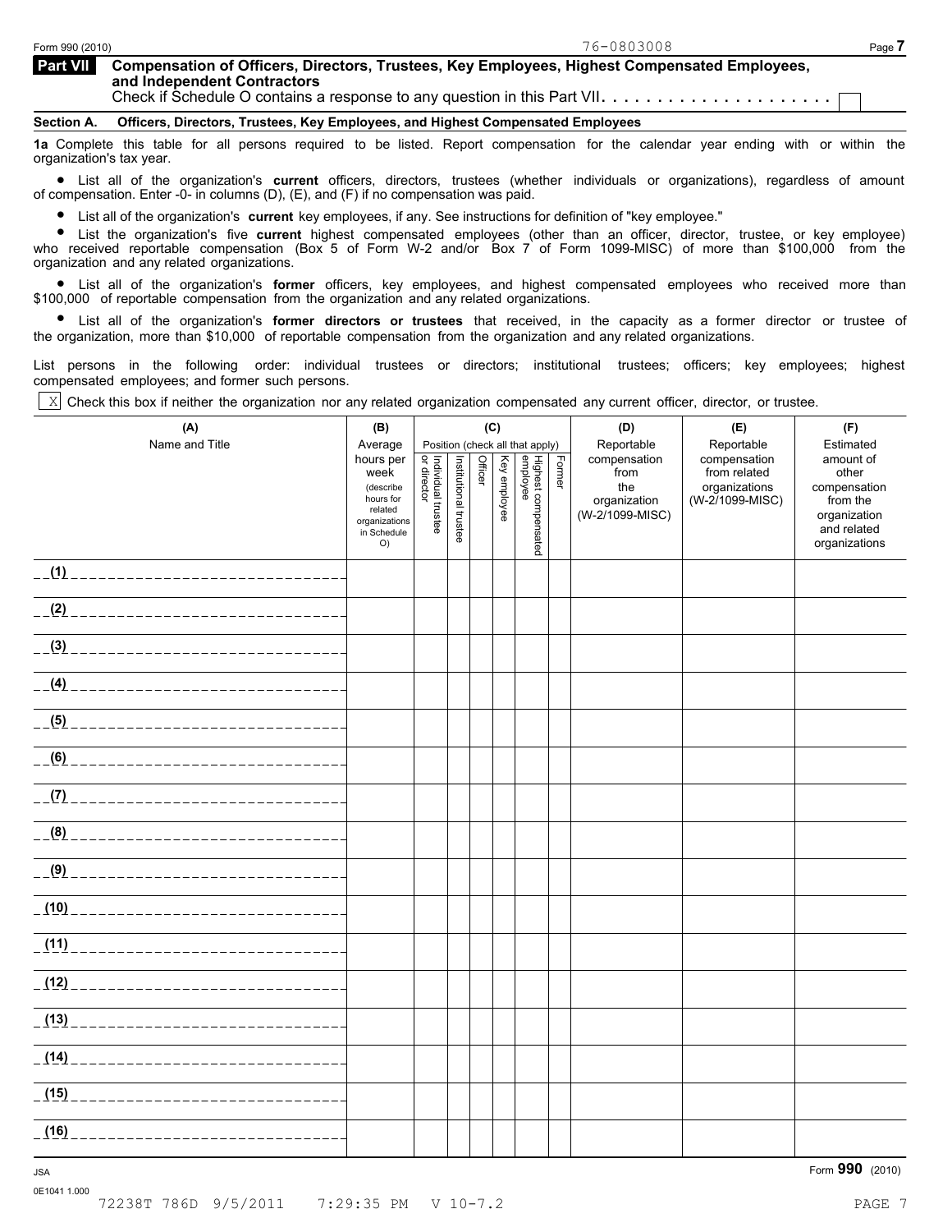Form 990 (2010) 76-0803008

## Part VII Compensation of Officers, Directors, Trustees, Key Employees, Highest Compensated Employees, and Independent Contractors

Check if Schedule O contains a response to any question in this Part VII. . . . . . . . . . . . . . . . . . . . . ☐

**Section A. Officers, Directors, Trustees, Key Employees, and Highest Compensated Employees**

**1a** Complete this table for all persons required to be listed. Report compensation for the calendar year ending with or within the organization's tax year.

- List all of the organization's **current** officers, directors, trustees (whether individuals or organizations), regardless of amount of compensation. Enter -0- in columns (D), (E), and (F) if no compensation was paid.
- List all of the organization's **current** key employees, if any. See instructions for definition of "key employee."
- List the organization's five **current** highest compensated employees (other than an officer, director, trustee, or key employee) who received reportable compensation (Box 5 of Form W-2 and/or Box 7 of Form 1099-MISC) of more than $100,000 from the organization and any related organizations.
- List all of the organization's **former** officers, key employees, and highest compensated employees who received more than $100,000 of reportable compensation from the organization and any related organizations.
- List all of the organization's **former directors or trustees** that received, in the capacity as a former director or trustee of the organization, more than $10,000 of reportable compensation from the organization and any related organizations.

List persons in the following order: individual trustees or directors; institutional trustees; officers; key employees; highest compensated employees; and former such persons.

☒ Check this box if neither the organization nor any related organization compensated any current officer, director, or trustee.

| (A) Name and Title | (B) Average hours per week (describe hours for related organizations in Schedule O) | (C) Position (check all that apply): Individual trustee or director | Institutional trustee | Officer | Key employee | Highest compensated employee | Former | (D) Reportable compensation from the organization (W-2/1099-MISC) | (E) Reportable compensation from related organizations (W-2/1099-MISC) | (F) Estimated amount of other compensation from the organization and related organizations |
|---|---|---|---|---|---|---|---|---|---|---|
| (1) | | | | | | | | | | |
| (2) | | | | | | | | | | |
| (3) | | | | | | | | | | |
| (4) | | | | | | | | | | |
| (5) | | | | | | | | | | |
| (6) | | | | | | | | | | |
| (7) | | | | | | | | | | |
| (8) | | | | | | | | | | |
| (9) | | | | | | | | | | |
| (10) | | | | | | | | | | |
| (11) | | | | | | | | | | |
| (12) | | | | | | | | | | |
| (13) | | | | | | | | | | |
| (14) | | | | | | | | | | |
| (15) | | | | | | | | | | |
| (16) | | | | | | | | | | |

JSA
0E1041 1.000

Form **990** (2010)

72238T 786D 9/5/2011 7:29:35 PM V 10-7.2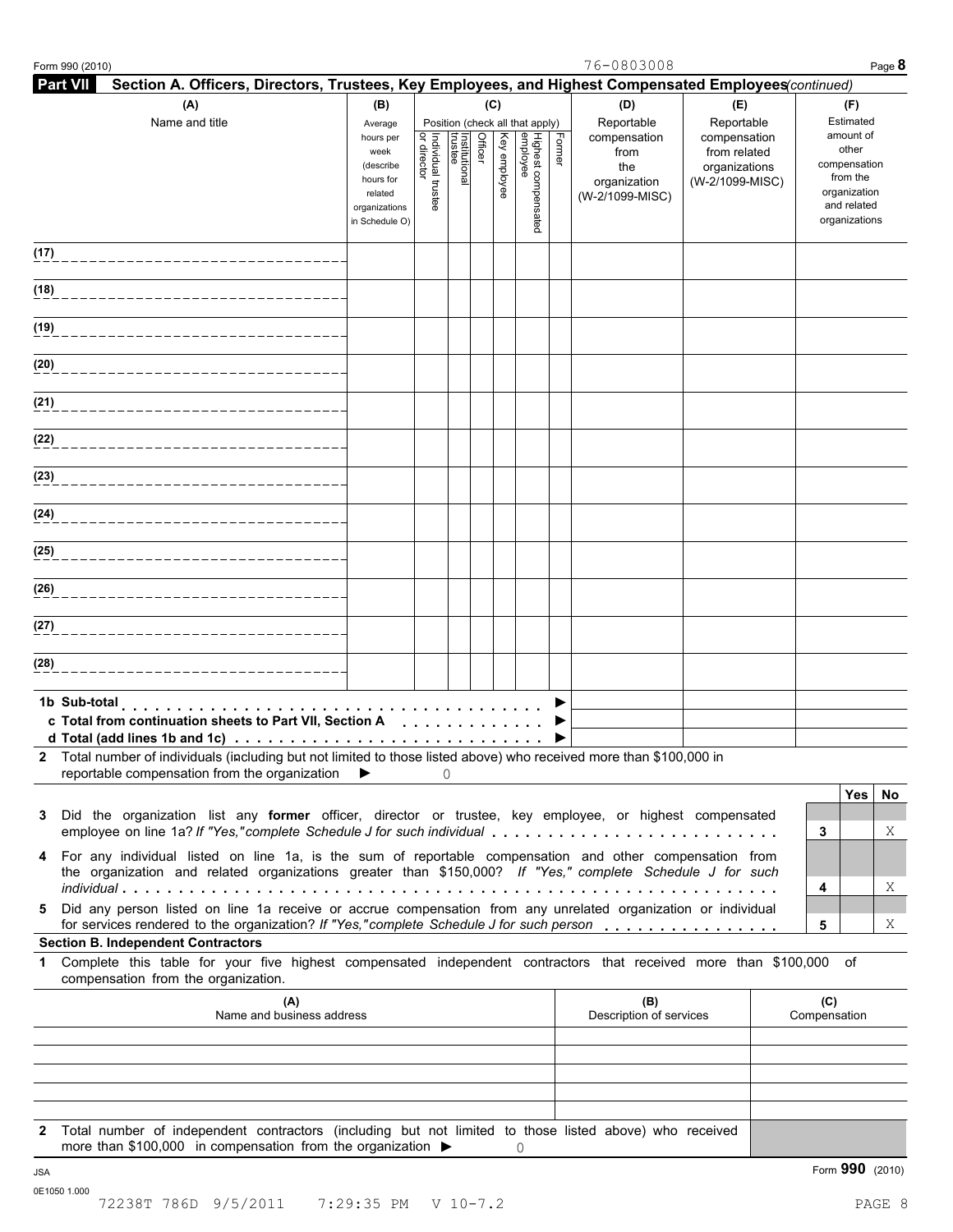Form 990 (2010) 76-0803008

**Part VII** **Section A. Officers, Directors, Trustees, Key Employees, and Highest Compensated Employees** *(continued)*

| (A) Name and title | (B) Average hours per week (describe hours for related organizations in Schedule O) | (C) Position (check all that apply): Individual trustee or director | Institutional trustee | Officer | Key employee | Highest compensated employee | Former | (D) Reportable compensation from the organization (W-2/1099-MISC) | (E) Reportable compensation from related organizations (W-2/1099-MISC) | (F) Estimated amount of other compensation from the organization and related organizations |
|---|---|---|---|---|---|---|---|---|---|---|
| (17) | | | | | | | | | | |
| (18) | | | | | | | | | | |
| (19) | | | | | | | | | | |
| (20) | | | | | | | | | | |
| (21) | | | | | | | | | | |
| (22) | | | | | | | | | | |
| (23) | | | | | | | | | | |
| (24) | | | | | | | | | | |
| (25) | | | | | | | | | | |
| (26) | | | | | | | | | | |
| (27) | | | | | | | | | | |
| (28) | | | | | | | | | | |

**1b Sub-total** ▶

**c Total from continuation sheets to Part VII, Section A** ▶

**d Total (add lines 1b and 1c)** ▶

**2** Total number of individuals (including but not limited to those listed above) who received more than $100,000 in reportable compensation from the organization ▶ 0

| | | Yes | No |
|---|---|---|---|
| **3** Did the organization list any **former** officer, director or trustee, key employee, or highest compensated employee on line 1a? *If "Yes," complete Schedule J for such individual* | 3 | | X |
| **4** For any individual listed on line 1a, is the sum of reportable compensation and other compensation from the organization and related organizations greater than $150,000? *If "Yes," complete Schedule J for such individual* | 4 | | X |
| **5** Did any person listed on line 1a receive or accrue compensation from any unrelated organization or individual for services rendered to the organization? *If "Yes," complete Schedule J for such person* | 5 | | X |

**Section B. Independent Contractors**

**1** Complete this table for your five highest compensated independent contractors that received more than $100,000 of compensation from the organization.

| (A) Name and business address | (B) Description of services | (C) Compensation |
|---|---|---|
| | | |
| | | |
| | | |
| | | |
| | | |

**2** Total number of independent contractors (including but not limited to those listed above) who received more than $100,000 in compensation from the organization ▶ 0

Form **990** (2010)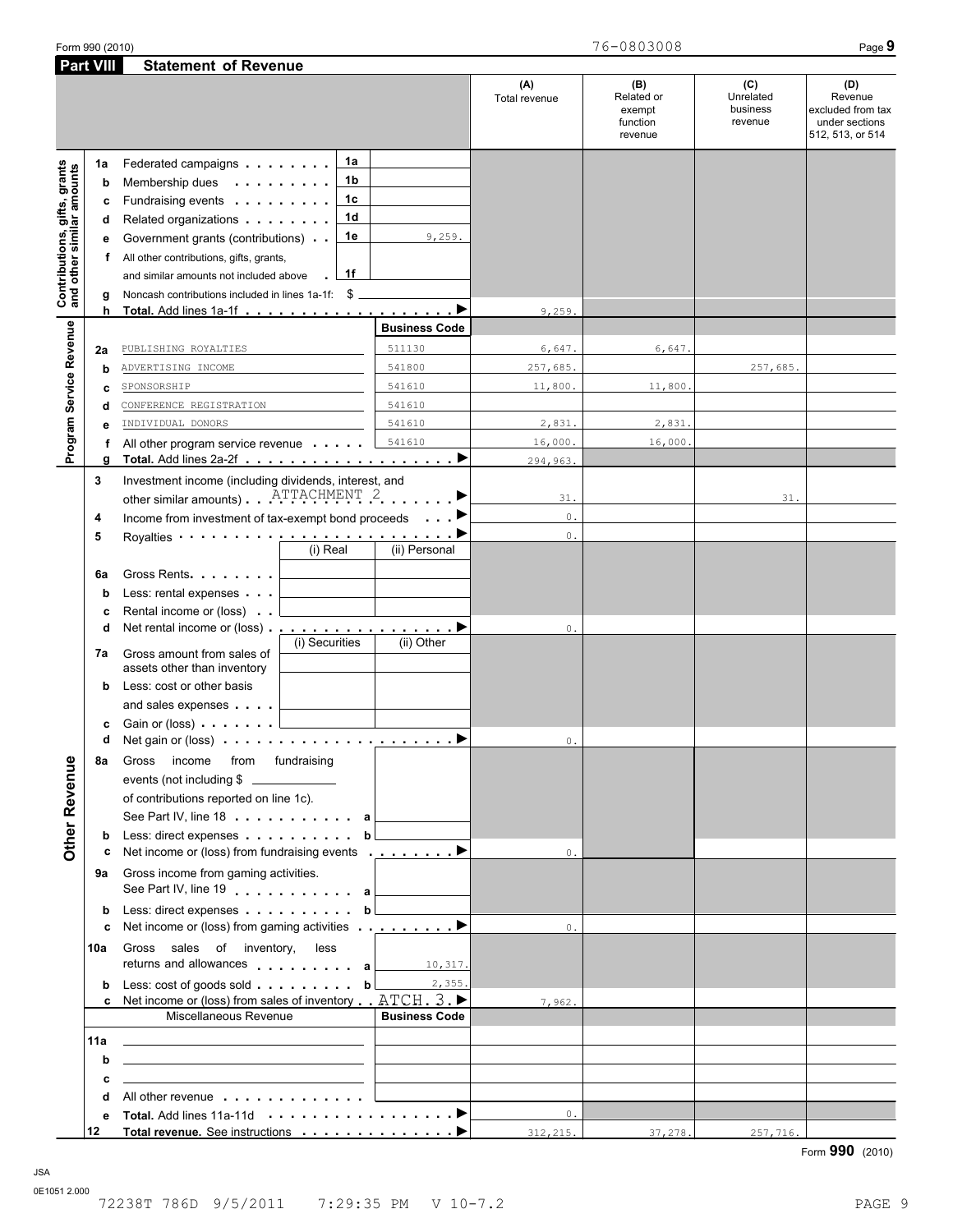Form 990 (2010) 76-0803008

## Part VIII Statement of Revenue

| | | | | (A) Total revenue | (B) Related or exempt function revenue | (C) Unrelated business revenue | (D) Revenue excluded from tax under sections 512, 513, or 514 |
|---|---|---|---|---|---|---|---|
| **Contributions, gifts, grants and other similar amounts** | 1a | Federated campaigns | 1a | | | | | 
| | b | Membership dues | 1b | | | | |
| | c | Fundraising events | 1c | | | | |
| | d | Related organizations | 1d | | | | |
| | e | Government grants (contributions) | 1e 9,259. | | | | |
| | f | All other contributions, gifts, grants, and similar amounts not included above | 1f | | | | |
| | g | Noncash contributions included in lines 1a-1f: $ | | | | | |
| | h | **Total.** Add lines 1a-1f | | 9,259. | | | |
| **Program Service Revenue** | | | **Business Code** | | | | |
| | 2a | PUBLISHING ROYALTIES | 511130 | 6,647. | 6,647. | | |
| | b | ADVERTISING INCOME | 541800 | 257,685. | | 257,685. | |
| | c | SPONSORSHIP | 541610 | 11,800. | 11,800. | | |
| | d | CONFERENCE REGISTRATION | 541610 | | | | |
| | e | INDIVIDUAL DONORS | 541610 | 2,831. | 2,831. | | |
| | f | All other program service revenue | 541610 | 16,000. | 16,000. | | |
| | g | **Total.** Add lines 2a-2f | | 294,963. | | | |
| **Other Revenue** | 3 | Investment income (including dividends, interest, and other similar amounts) ATTACHMENT 2 | | 31. | | 31. | |
| | 4 | Income from investment of tax-exempt bond proceeds | | 0. | | | |
| | 5 | Royalties | | 0. | | | |
| | | | (i) Real / (ii) Personal | | | | |
| | 6a | Gross Rents | | | | | |
| | b | Less: rental expenses | | | | | |
| | c | Rental income or (loss) | | | | | |
| | d | Net rental income or (loss) | | 0. | | | |
| | | | (i) Securities / (ii) Other | | | | |
| | 7a | Gross amount from sales of assets other than inventory | | | | | |
| | b | Less: cost or other basis and sales expenses | | | | | |
| | c | Gain or (loss) | | | | | |
| | d | Net gain or (loss) | | 0. | | | |
| | 8a | Gross income from fundraising events (not including $ ______ of contributions reported on line 1c). See Part IV, line 18 | a | | | | |
| | b | Less: direct expenses | b | | | | |
| | c | Net income or (loss) from fundraising events | | 0. | | | |
| | 9a | Gross income from gaming activities. See Part IV, line 19 | a | | | | |
| | b | Less: direct expenses | b | | | | |
| | c | Net income or (loss) from gaming activities | | 0. | | | |
| | 10a | Gross sales of inventory, less returns and allowances | a 10,317. | | | | |
| | b | Less: cost of goods sold | b 2,355. | | | | |
| | c | Net income or (loss) from sales of inventory ATCH. 3 | | 7,962. | | | |
| | | Miscellaneous Revenue | **Business Code** | | | | |
| | 11a | | | | | | |
| | b | | | | | | |
| | c | | | | | | |
| | d | All other revenue | | | | | |
| | e | **Total.** Add lines 11a-11d | | 0. | | | |
| | 12 | **Total revenue.** See instructions | | 312,215. | 37,278. | 257,716. | |

Form **990** (2010)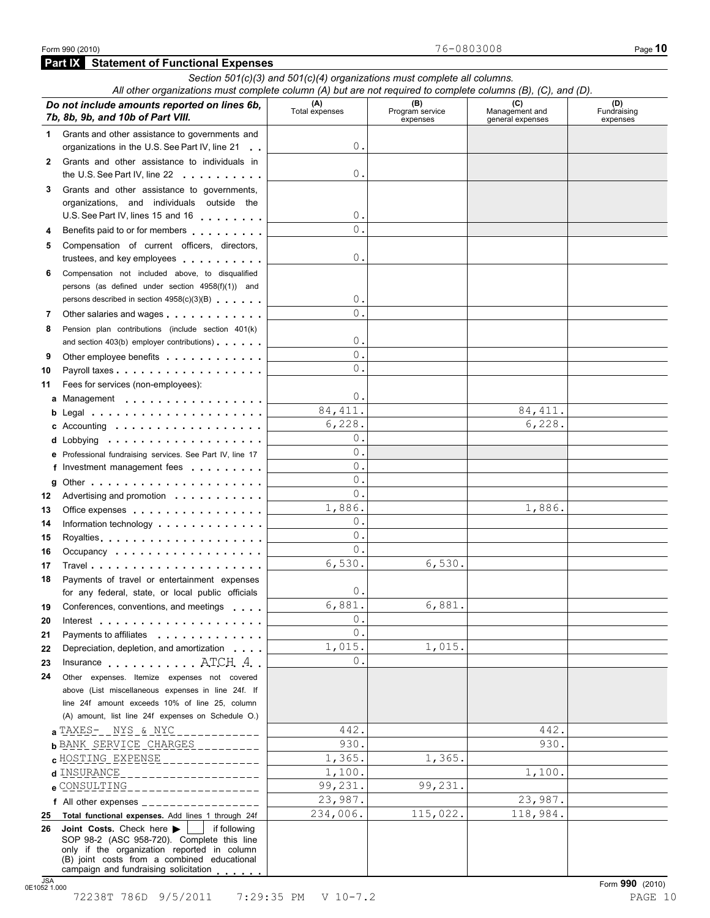Form 990 (2010) 76-0803008

## Part IX Statement of Functional Expenses

*Section 501(c)(3) and 501(c)(4) organizations must complete all columns.*
*All other organizations must complete column (A) but are not required to complete columns (B), (C), and (D).*

| ***Do not include amounts reported on lines 6b, 7b, 8b, 9b, and 10b of Part VIII.*** | (A) Total expenses | (B) Program service expenses | (C) Management and general expenses | (D) Fundraising expenses |
|---|---|---|---|---|
| **1** Grants and other assistance to governments and organizations in the U.S. See Part IV, line 21 | 0. | | | |
| **2** Grants and other assistance to individuals in the U.S. See Part IV, line 22 | 0. | | | |
| **3** Grants and other assistance to governments, organizations, and individuals outside the U.S. See Part IV, lines 15 and 16 | 0. | | | |
| **4** Benefits paid to or for members | 0. | | | |
| **5** Compensation of current officers, directors, trustees, and key employees | 0. | | | |
| **6** Compensation not included above, to disqualified persons (as defined under section 4958(f)(1)) and persons described in section 4958(c)(3)(B) | 0. | | | |
| **7** Other salaries and wages | 0. | | | |
| **8** Pension plan contributions (include section 401(k) and section 403(b) employer contributions) | 0. | | | |
| **9** Other employee benefits | 0. | | | |
| **10** Payroll taxes | 0. | | | |
| **11** Fees for services (non-employees): | | | | |
| **a** Management | 0. | | | |
| **b** Legal | 84,411. | | 84,411. | |
| **c** Accounting | 6,228. | | 6,228. | |
| **d** Lobbying | 0. | | | |
| **e** Professional fundraising services. See Part IV, line 17 | 0. | | | |
| **f** Investment management fees | 0. | | | |
| **g** Other | 0. | | | |
| **12** Advertising and promotion | 0. | | | |
| **13** Office expenses | 1,886. | | 1,886. | |
| **14** Information technology | 0. | | | |
| **15** Royalties | 0. | | | |
| **16** Occupancy | 0. | | | |
| **17** Travel | 6,530. | 6,530. | | |
| **18** Payments of travel or entertainment expenses for any federal, state, or local public officials | 0. | | | |
| **19** Conferences, conventions, and meetings | 6,881. | 6,881. | | |
| **20** Interest | 0. | | | |
| **21** Payments to affiliates | 0. | | | |
| **22** Depreciation, depletion, and amortization | 1,015. | 1,015. | | |
| **23** Insurance ATCH 4 | 0. | | | |
| **24** Other expenses. Itemize expenses not covered above (List miscellaneous expenses in line 24f. If line 24f amount exceeds 10% of line 25, column (A) amount, list line 24f expenses on Schedule O.) | | | | |
| **a** TAXES- NYS & NYC | 442. | | 442. | |
| **b** BANK SERVICE CHARGES | 930. | | 930. | |
| **c** HOSTING EXPENSE | 1,365. | 1,365. | | |
| **d** INSURANCE | 1,100. | | 1,100. | |
| **e** CONSULTING | 99,231. | 99,231. | | |
| **f** All other expenses | 23,987. | | 23,987. | |
| **25 Total functional expenses.** Add lines 1 through 24f | 234,006. | 115,022. | 118,984. | |
| **26 Joint Costs.** Check here ▶ [ ] if following SOP 98-2 (ASC 958-720). Complete this line only if the organization reported in column (B) joint costs from a combined educational campaign and fundraising solicitation | | | | |

Form **990** (2010)

72238T 786D 9/5/2011 7:29:35 PM V 10-7.2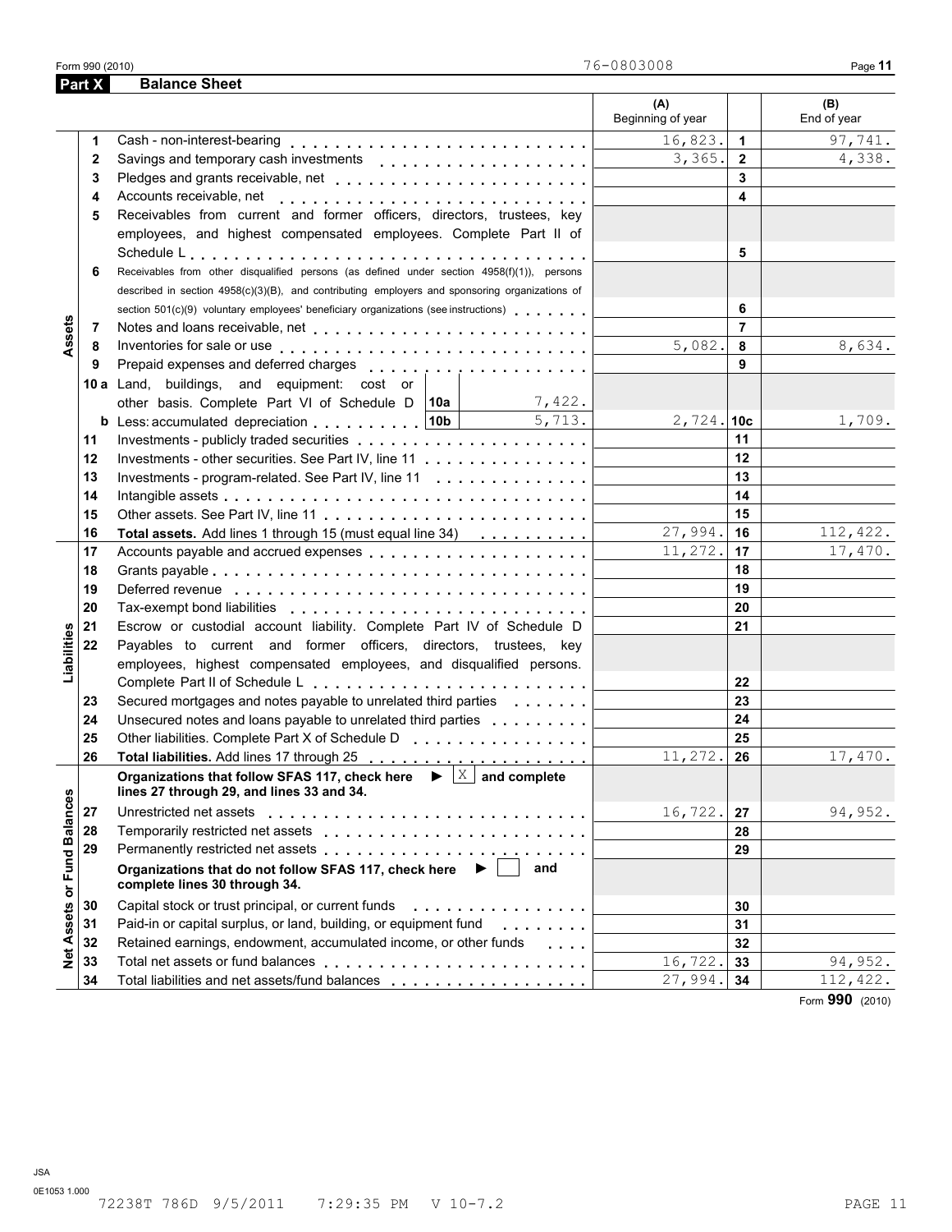Form 990 (2010) 76-0803008

## Part X Balance Sheet

| | | | (A) Beginning of year | | (B) End of year |
|---|---|---|---|---|---|
| **Assets** | 1 | Cash - non-interest-bearing | 16,823. | 1 | 97,741. |
| | 2 | Savings and temporary cash investments | 3,365. | 2 | 4,338. |
| | 3 | Pledges and grants receivable, net | | 3 | |
| | 4 | Accounts receivable, net | | 4 | |
| | 5 | Receivables from current and former officers, directors, trustees, key employees, and highest compensated employees. Complete Part II of Schedule L | | 5 | |
| | 6 | Receivables from other disqualified persons (as defined under section 4958(f)(1)), persons described in section 4958(c)(3)(B), and contributing employers and sponsoring organizations of section 501(c)(9) voluntary employees' beneficiary organizations (see instructions) | | 6 | |
| | 7 | Notes and loans receivable, net | | 7 | |
| | 8 | Inventories for sale or use | 5,082. | 8 | 8,634. |
| | 9 | Prepaid expenses and deferred charges | | 9 | |
| | 10a | Land, buildings, and equipment: cost or other basis. Complete Part VI of Schedule D — 10a: 7,422. | | | |
| | b | Less: accumulated depreciation — 10b: 5,713. | 2,724. | 10c | 1,709. |
| | 11 | Investments - publicly traded securities | | 11 | |
| | 12 | Investments - other securities. See Part IV, line 11 | | 12 | |
| | 13 | Investments - program-related. See Part IV, line 11 | | 13 | |
| | 14 | Intangible assets | | 14 | |
| | 15 | Other assets. See Part IV, line 11 | | 15 | |
| | 16 | **Total assets.** Add lines 1 through 15 (must equal line 34) | 27,994. | 16 | 112,422. |
| **Liabilities** | 17 | Accounts payable and accrued expenses | 11,272. | 17 | 17,470. |
| | 18 | Grants payable | | 18 | |
| | 19 | Deferred revenue | | 19 | |
| | 20 | Tax-exempt bond liabilities | | 20 | |
| | 21 | Escrow or custodial account liability. Complete Part IV of Schedule D | | 21 | |
| | 22 | Payables to current and former officers, directors, trustees, key employees, highest compensated employees, and disqualified persons. Complete Part II of Schedule L | | 22 | |
| | 23 | Secured mortgages and notes payable to unrelated third parties | | 23 | |
| | 24 | Unsecured notes and loans payable to unrelated third parties | | 24 | |
| | 25 | Other liabilities. Complete Part X of Schedule D | | 25 | |
| | 26 | **Total liabilities.** Add lines 17 through 25 | 11,272. | 26 | 17,470. |
| **Net Assets or Fund Balances** | | **Organizations that follow SFAS 117, check here ▶ [X] and complete lines 27 through 29, and lines 33 and 34.** | | | |
| | 27 | Unrestricted net assets | 16,722. | 27 | 94,952. |
| | 28 | Temporarily restricted net assets | | 28 | |
| | 29 | Permanently restricted net assets | | 29 | |
| | | **Organizations that do not follow SFAS 117, check here ▶ [ ] and complete lines 30 through 34.** | | | |
| | 30 | Capital stock or trust principal, or current funds | | 30 | |
| | 31 | Paid-in or capital surplus, or land, building, or equipment fund | | 31 | |
| | 32 | Retained earnings, endowment, accumulated income, or other funds | | 32 | |
| | 33 | Total net assets or fund balances | 16,722. | 33 | 94,952. |
| | 34 | Total liabilities and net assets/fund balances | 27,994. | 34 | 112,422. |

Form **990** (2010)

JSA
0E1053 1.000
72238T 786D 9/5/2011 7:29:35 PM V 10-7.2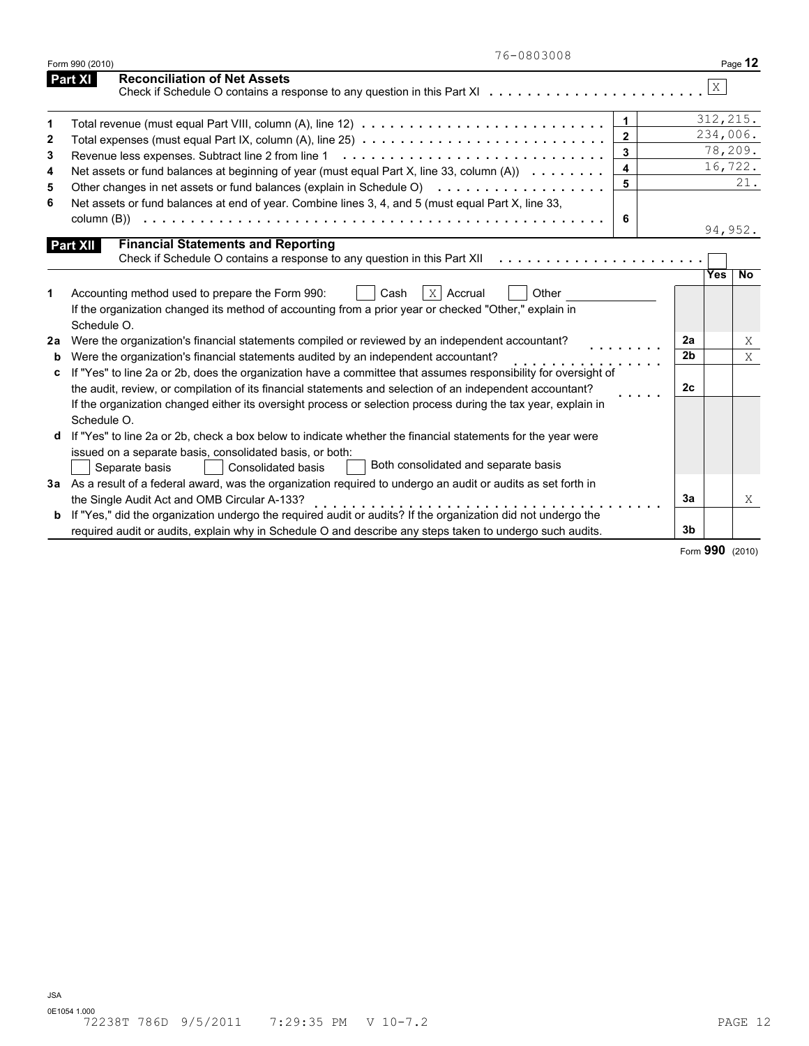76-0803008

Form 990 (2010)

## Part XI Reconciliation of Net Assets

Check if Schedule O contains a response to any question in this Part XI . . . . . . . . . . . . . . . . . . . . . . . [X]

| | | | |
|---|---|---|---|
| 1 | Total revenue (must equal Part VIII, column (A), line 12) | 1 | 312,215. |
| 2 | Total expenses (must equal Part IX, column (A), line 25) | 2 | 234,006. |
| 3 | Revenue less expenses. Subtract line 2 from line 1 | 3 | 78,209. |
| 4 | Net assets or fund balances at beginning of year (must equal Part X, line 33, column (A)) | 4 | 16,722. |
| 5 | Other changes in net assets or fund balances (explain in Schedule O) | 5 | 21. |
| 6 | Net assets or fund balances at end of year. Combine lines 3, 4, and 5 (must equal Part X, line 33, column (B)) | 6 | 94,952. |

## Part XII Financial Statements and Reporting

Check if Schedule O contains a response to any question in this Part XII . . . . . . . . . . . . . . . . . . . . . [ ]

| | | | Yes | No |
|---|---|---|---|---|
| 1 | Accounting method used to prepare the Form 990: [ ] Cash [X] Accrual [ ] Other ______ If the organization changed its method of accounting from a prior year or checked "Other," explain in Schedule O. | | | |
| 2a | Were the organization's financial statements compiled or reviewed by an independent accountant? | 2a | | X |
| b | Were the organization's financial statements audited by an independent accountant? | 2b | | X |
| c | If "Yes" to line 2a or 2b, does the organization have a committee that assumes responsibility for oversight of the audit, review, or compilation of its financial statements and selection of an independent accountant? | 2c | | |
| | If the organization changed either its oversight process or selection process during the tax year, explain in Schedule O. | | | |
| d | If "Yes" to line 2a or 2b, check a box below to indicate whether the financial statements for the year were issued on a separate basis, consolidated basis, or both: [ ] Separate basis [ ] Consolidated basis [ ] Both consolidated and separate basis | | | |
| 3a | As a result of a federal award, was the organization required to undergo an audit or audits as set forth in the Single Audit Act and OMB Circular A-133? | 3a | | X |
| b | If "Yes," did the organization undergo the required audit or audits? If the organization did not undergo the required audit or audits, explain why in Schedule O and describe any steps taken to undergo such audits. | 3b | | |

Form **990** (2010)

JSA
0E1054 1.000
72238T 786D 9/5/2011 7:29:35 PM V 10-7.2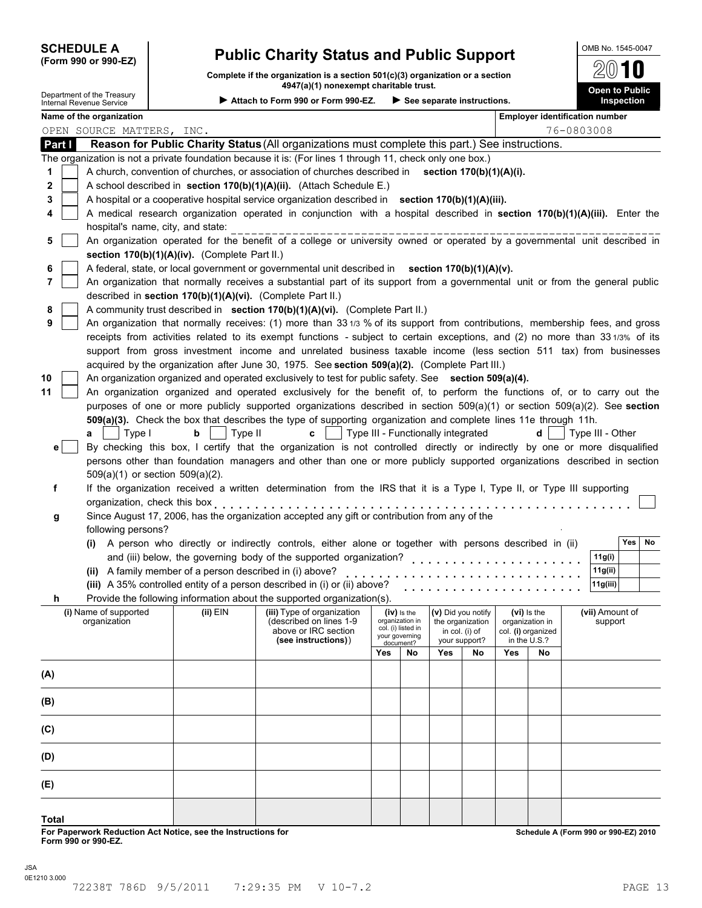**SCHEDULE A**
**(Form 990 or 990-EZ)**

Department of the Treasury
Internal Revenue Service

# Public Charity Status and Public Support

**Complete if the organization is a section 501(c)(3) organization or a section 4947(a)(1) nonexempt charitable trust.**

▶ **Attach to Form 990 or Form 990-EZ.** ▶ **See separate instructions.**

OMB No. 1545-0047

**2010**

**Open to Public Inspection**

**Name of the organization**: OPEN SOURCE MATTERS, INC.

**Employer identification number**: 76-0803008

## Part I Reason for Public Charity Status (All organizations must complete this part.) See instructions.

The organization is not a private foundation because it is: (For lines 1 through 11, check only one box.)

1. ☐ A church, convention of churches, or association of churches described in **section 170(b)(1)(A)(i).**
2. ☐ A school described in **section 170(b)(1)(A)(ii).** (Attach Schedule E.)
3. ☐ A hospital or a cooperative hospital service organization described in **section 170(b)(1)(A)(iii).**
4. ☐ A medical research organization operated in conjunction with a hospital described in **section 170(b)(1)(A)(iii).** Enter the hospital's name, city, and state: ______
5. ☐ An organization operated for the benefit of a college or university owned or operated by a governmental unit described in **section 170(b)(1)(A)(iv).** (Complete Part II.)
6. ☐ A federal, state, or local government or governmental unit described in **section 170(b)(1)(A)(v).**
7. ☐ An organization that normally receives a substantial part of its support from a governmental unit or from the general public described in **section 170(b)(1)(A)(vi).** (Complete Part II.)
8. ☐ A community trust described in **section 170(b)(1)(A)(vi).** (Complete Part II.)
9. ☐ An organization that normally receives: (1) more than 33 1/3 % of its support from contributions, membership fees, and gross receipts from activities related to its exempt functions - subject to certain exceptions, and (2) no more than 33 1/3% of its support from gross investment income and unrelated business taxable income (less section 511 tax) from businesses acquired by the organization after June 30, 1975. See **section 509(a)(2).** (Complete Part III.)
10. ☐ An organization organized and operated exclusively to test for public safety. See **section 509(a)(4).**
11. ☐ An organization organized and operated exclusively for the benefit of, to perform the functions of, or to carry out the purposes of one or more publicly supported organizations described in section 509(a)(1) or section 509(a)(2). See **section 509(a)(3).** Check the box that describes the type of supporting organization and complete lines 11e through 11h.
   **a** ☐ Type I **b** ☐ Type II **c** ☐ Type III - Functionally integrated **d** ☐ Type III - Other
   **e** ☐ By checking this box, I certify that the organization is not controlled directly or indirectly by one or more disqualified persons other than foundation managers and other than one or more publicly supported organizations described in section 509(a)(1) or section 509(a)(2).
   **f** If the organization received a written determination from the IRS that it is a Type I, Type II, or Type III supporting organization, check this box ☐
   **g** Since August 17, 2006, has the organization accepted any gift or contribution from any of the following persons?

| | | Yes | No |
|---|---|---|---|
| **(i)** A person who directly or indirectly controls, either alone or together with persons described in (ii) and (iii) below, the governing body of the supported organization? | 11g(i) | | |
| **(ii)** A family member of a person described in (i) above? | 11g(ii) | | |
| **(iii)** A 35% controlled entity of a person described in (i) or (ii) above? | 11g(iii) | | |

   **h** Provide the following information about the supported organization(s).

| (i) Name of supported organization | (ii) EIN | (iii) Type of organization (described on lines 1-9 above or IRC section **(see instructions)**) | (iv) Is the organization in col. (i) listed in your governing document? | | (v) Did you notify the organization in col. (i) of your support? | | (vi) Is the organization in col. (i) organized in the U.S.? | | (vii) Amount of support |
|---|---|---|---|---|---|---|---|---|---|
| | | | Yes | No | Yes | No | Yes | No | |
| (A) | | | | | | | | | |
| (B) | | | | | | | | | |
| (C) | | | | | | | | | |
| (D) | | | | | | | | | |
| (E) | | | | | | | | | |
| **Total** | | | | | | | | | |

**For Paperwork Reduction Act Notice, see the Instructions for Form 990 or 990-EZ.**

**Schedule A (Form 990 or 990-EZ) 2010**

JSA
0E1210 3.000
72238T 786D 9/5/2011 7:29:35 PM V 10-7.2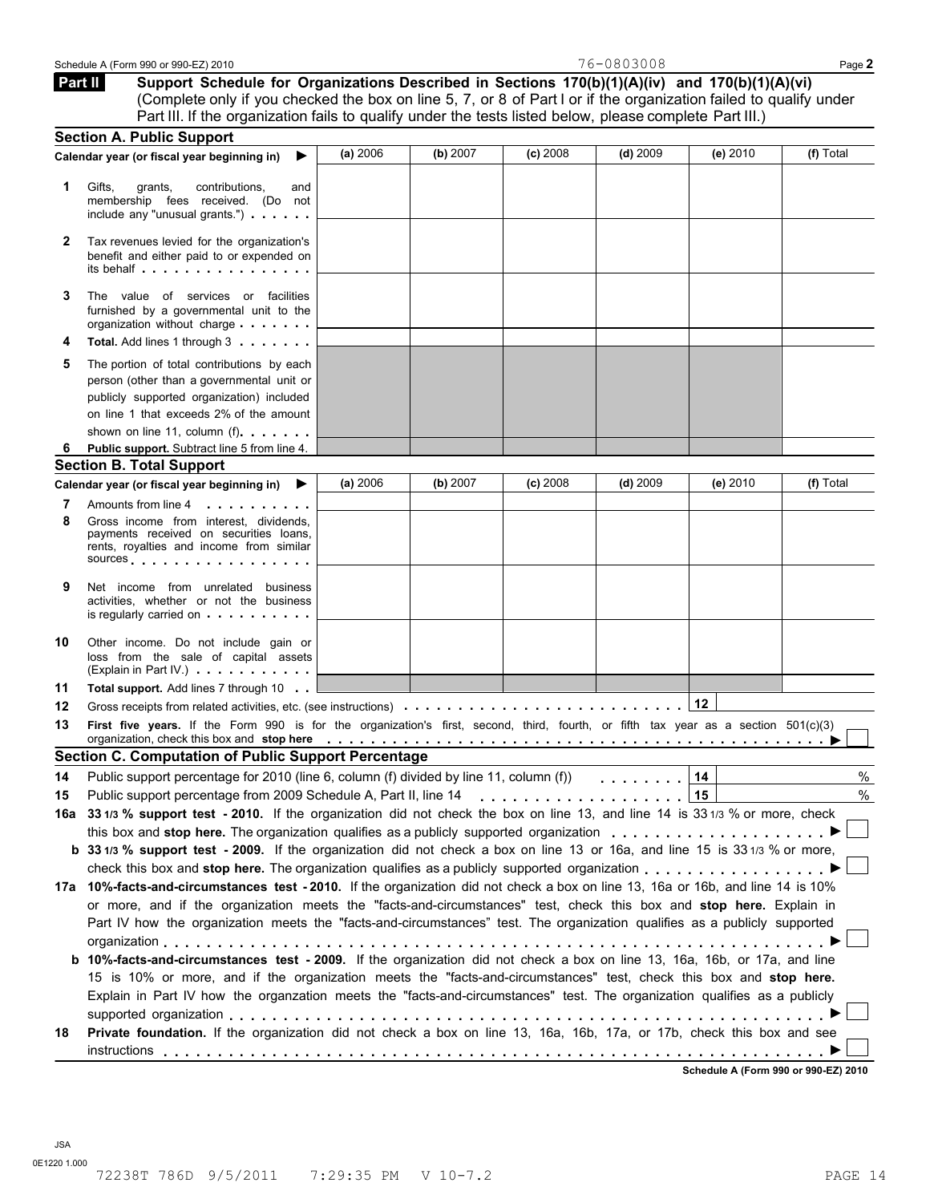Schedule A (Form 990 or 990-EZ) 2010 76-0803008

## Part II Support Schedule for Organizations Described in Sections 170(b)(1)(A)(iv) and 170(b)(1)(A)(vi)

(Complete only if you checked the box on line 5, 7, or 8 of Part I or if the organization failed to qualify under Part III. If the organization fails to qualify under the tests listed below, please complete Part III.)

### Section A. Public Support

| Calendar year (or fiscal year beginning in) ▶ | (a) 2006 | (b) 2007 | (c) 2008 | (d) 2009 | (e) 2010 | (f) Total |
|---|---|---|---|---|---|---|
| **1** Gifts, grants, contributions, and membership fees received. (Do not include any "unusual grants.") | | | | | | |
| **2** Tax revenues levied for the organization's benefit and either paid to or expended on its behalf | | | | | | |
| **3** The value of services or facilities furnished by a governmental unit to the organization without charge | | | | | | |
| **4 Total.** Add lines 1 through 3 | | | | | | |
| **5** The portion of total contributions by each person (other than a governmental unit or publicly supported organization) included on line 1 that exceeds 2% of the amount shown on line 11, column (f) | | | | | | |
| **6 Public support.** Subtract line 5 from line 4. | | | | | | |

### Section B. Total Support

| Calendar year (or fiscal year beginning in) ▶ | (a) 2006 | (b) 2007 | (c) 2008 | (d) 2009 | (e) 2010 | (f) Total |
|---|---|---|---|---|---|---|
| **7** Amounts from line 4 | | | | | | |
| **8** Gross income from interest, dividends, payments received on securities loans, rents, royalties and income from similar sources | | | | | | |
| **9** Net income from unrelated business activities, whether or not the business is regularly carried on | | | | | | |
| **10** Other income. Do not include gain or loss from the sale of capital assets (Explain in Part IV.) | | | | | | |
| **11 Total support.** Add lines 7 through 10 | | | | | | |

**12** Gross receipts from related activities, etc. (see instructions) . . . **12**

**13 First five years.** If the Form 990 is for the organization's first, second, third, fourth, or fifth tax year as a section 501(c)(3) organization, check this box and **stop here** ▶ ☐

### Section C. Computation of Public Support Percentage

**14** Public support percentage for 2010 (line 6, column (f) divided by line 11, column (f)) . . . **14** %

**15** Public support percentage from 2009 Schedule A, Part II, line 14 . . . **15** %

**16a 33 1/3 % support test - 2010.** If the organization did not check the box on line 13, and line 14 is 33 1/3 % or more, check this box and **stop here.** The organization qualifies as a publicly supported organization ▶ ☐

**b 33 1/3 % support test - 2009.** If the organization did not check a box on line 13 or 16a, and line 15 is 33 1/3 % or more, check this box and **stop here.** The organization qualifies as a publicly supported organization ▶ ☐

**17a 10%-facts-and-circumstances test - 2010.** If the organization did not check a box on line 13, 16a or 16b, and line 14 is 10% or more, and if the organization meets the "facts-and-circumstances" test, check this box and **stop here.** Explain in Part IV how the organization meets the "facts-and-circumstances" test. The organization qualifies as a publicly supported organization ▶ ☐

**b 10%-facts-and-circumstances test - 2009.** If the organization did not check a box on line 13, 16a, 16b, or 17a, and line 15 is 10% or more, and if the organization meets the "facts-and-circumstances" test, check this box and **stop here.** Explain in Part IV how the organzation meets the "facts-and-circumstances" test. The organization qualifies as a publicly supported organization ▶ ☐

**18 Private foundation.** If the organization did not check a box on line 13, 16a, 16b, 17a, or 17b, check this box and see instructions ▶ ☐

**Schedule A (Form 990 or 990-EZ) 2010**

JSA
0E1220 1.000
72238T 786D 9/5/2011 7:29:35 PM V 10-7.2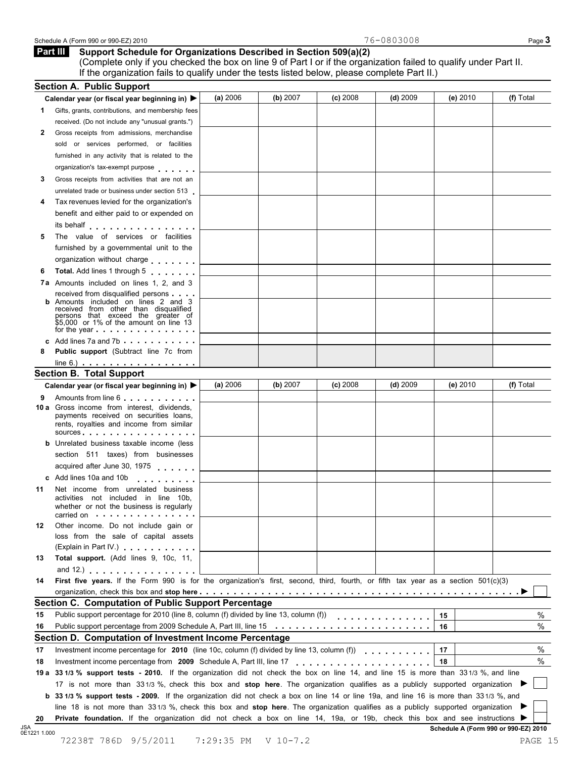Schedule A (Form 990 or 990-EZ) 2010 76-0803008 Page **3**

## Part III Support Schedule for Organizations Described in Section 509(a)(2)

(Complete only if you checked the box on line 9 of Part I or if the organization failed to qualify under Part II. If the organization fails to qualify under the tests listed below, please complete Part II.)

### Section A. Public Support

| Calendar year (or fiscal year beginning in) ▶ | (a) 2006 | (b) 2007 | (c) 2008 | (d) 2009 | (e) 2010 | (f) Total |
|---|---|---|---|---|---|---|
| **1** Gifts, grants, contributions, and membership fees received. (Do not include any "unusual grants.") | | | | | | |
| **2** Gross receipts from admissions, merchandise sold or services performed, or facilities furnished in any activity that is related to the organization's tax-exempt purpose | | | | | | |
| **3** Gross receipts from activities that are not an unrelated trade or business under section 513 | | | | | | |
| **4** Tax revenues levied for the organization's benefit and either paid to or expended on its behalf | | | | | | |
| **5** The value of services or facilities furnished by a governmental unit to the organization without charge | | | | | | |
| **6** **Total.** Add lines 1 through 5 | | | | | | |
| **7a** Amounts included on lines 1, 2, and 3 received from disqualified persons | | | | | | |
| **b** Amounts included on lines 2 and 3 received from other than disqualified persons that exceed the greater of $5,000 or 1% of the amount on line 13 for the year | | | | | | |
| **c** Add lines 7a and 7b | | | | | | |
| **8** **Public support** (Subtract line 7c from line 6.) | | | | | | |

### Section B. Total Support

| Calendar year (or fiscal year beginning in) ▶ | (a) 2006 | (b) 2007 | (c) 2008 | (d) 2009 | (e) 2010 | (f) Total |
|---|---|---|---|---|---|---|
| **9** Amounts from line 6 | | | | | | |
| **10a** Gross income from interest, dividends, payments received on securities loans, rents, royalties and income from similar sources | | | | | | |
| **b** Unrelated business taxable income (less section 511 taxes) from businesses acquired after June 30, 1975 | | | | | | |
| **c** Add lines 10a and 10b | | | | | | |
| **11** Net income from unrelated business activities not included in line 10b, whether or not the business is regularly carried on | | | | | | |
| **12** Other income. Do not include gain or loss from the sale of capital assets (Explain in Part IV.) | | | | | | |
| **13** **Total support.** (Add lines 9, 10c, 11, and 12.) | | | | | | |

**14** **First five years.** If the Form 990 is for the organization's first, second, third, fourth, or fifth tax year as a section 501(c)(3) organization, check this box and **stop here** ▶ ☐

### Section C. Computation of Public Support Percentage

**15** Public support percentage for 2010 (line 8, column (f) divided by line 13, column (f)) ..... **15** %

**16** Public support percentage from 2009 Schedule A, Part III, line 15 ..... **16** %

### Section D. Computation of Investment Income Percentage

**17** Investment income percentage for **2010** (line 10c, column (f) divided by line 13, column (f)) ..... **17** %

**18** Investment income percentage from **2009** Schedule A, Part III, line 17 ..... **18** %

**19a** **33 1/3 % support tests - 2010.** If the organization did not check the box on line 14, and line 15 is more than 33 1/3 %, and line 17 is not more than 33 1/3 %, check this box and **stop here**. The organization qualifies as a publicly supported organization ▶ ☐

**b** **33 1/3 % support tests - 2009.** If the organization did not check a box on line 14 or line 19a, and line 16 is more than 33 1/3 %, and line 18 is not more than 33 1/3 %, check this box and **stop here**. The organization qualifies as a publicly supported organization ▶ ☐

**20** **Private foundation.** If the organization did not check a box on line 14, 19a, or 19b, check this box and see instructions ▶ ☐

JSA 0E1221 1.000

72238T 786D 9/5/2011 7:29:35 PM V 10-7.2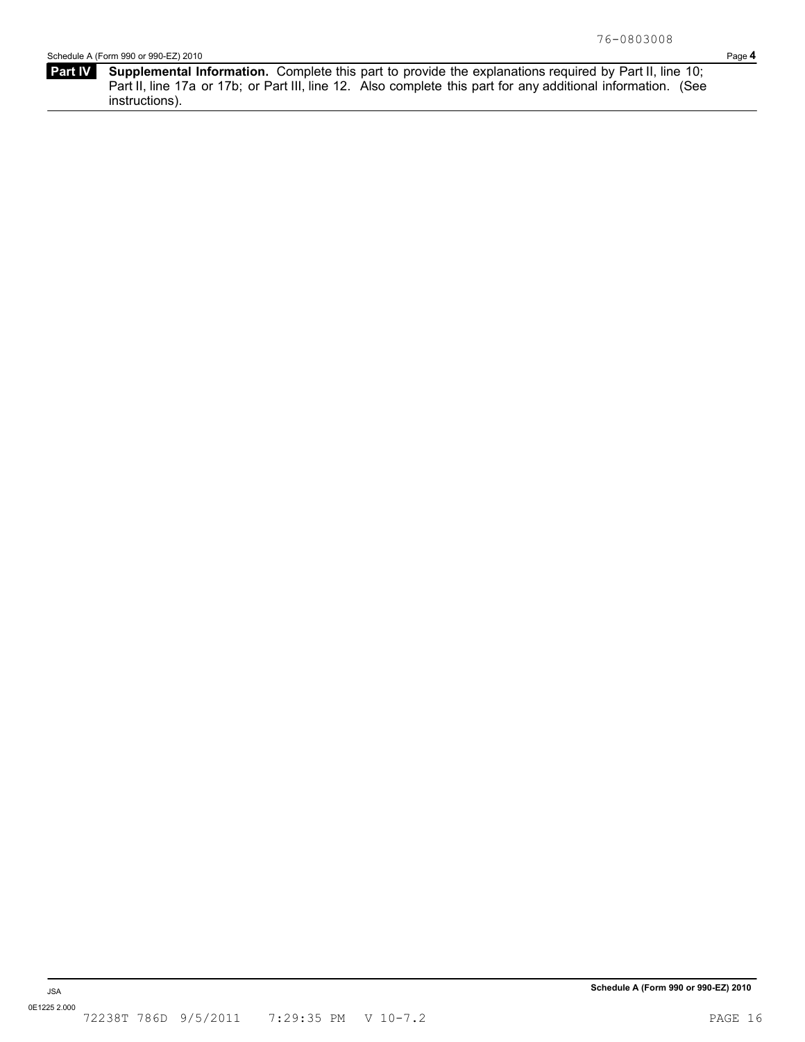76-0803008

**Part IV** **Supplemental Information.** Complete this part to provide the explanations required by Part II, line 10; Part II, line 17a or 17b; or Part III, line 12. Also complete this part for any additional information. (See instructions).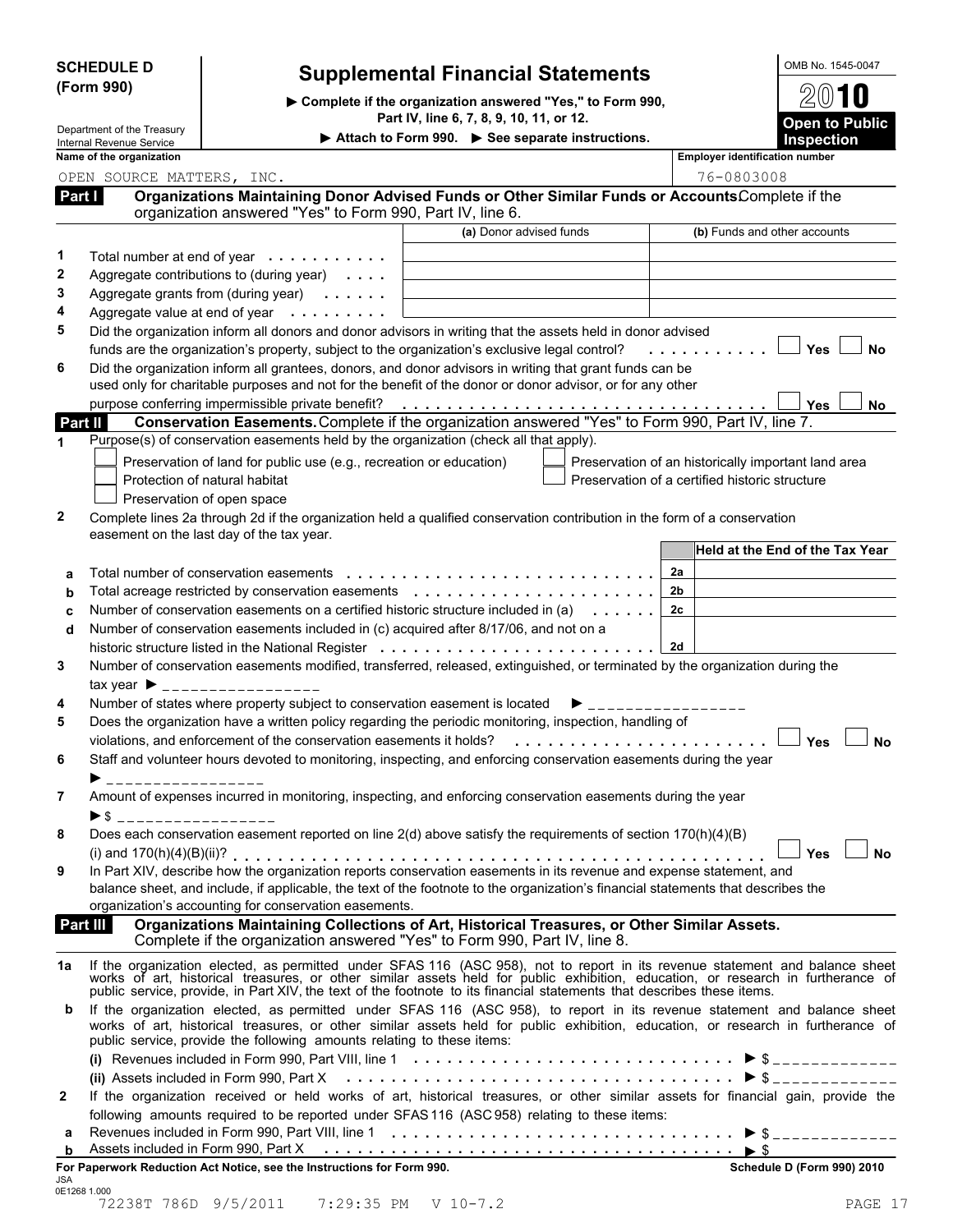**SCHEDULE D (Form 990)**

Department of the Treasury
Internal Revenue Service

# Supplemental Financial Statements

▶ Complete if the organization answered "Yes," to Form 990, Part IV, line 6, 7, 8, 9, 10, 11, or 12.

▶ Attach to Form 990. ▶ See separate instructions.

OMB No. 1545-0047

**2010**

**Open to Public Inspection**

**Name of the organization:** OPEN SOURCE MATTERS, INC.

**Employer identification number:** 76-0803008

## Part I — Organizations Maintaining Donor Advised Funds or Other Similar Funds or Accounts.

Complete if the organization answered "Yes" to Form 990, Part IV, line 6.

| | | (a) Donor advised funds | (b) Funds and other accounts |
|---|---|---|---|
| 1 | Total number at end of year | | |
| 2 | Aggregate contributions to (during year) | | |
| 3 | Aggregate grants from (during year) | | |
| 4 | Aggregate value at end of year | | |

5 Did the organization inform all donors and donor advisors in writing that the assets held in donor advised funds are the organization's property, subject to the organization's exclusive legal control? ☐ Yes ☐ No

6 Did the organization inform all grantees, donors, and donor advisors in writing that grant funds can be used only for charitable purposes and not for the benefit of the donor or donor advisor, or for any other purpose conferring impermissible private benefit? ☐ Yes ☐ No

## Part II — Conservation Easements.

Complete if the organization answered "Yes" to Form 990, Part IV, line 7.

1 Purpose(s) of conservation easements held by the organization (check all that apply).

- ☐ Preservation of land for public use (e.g., recreation or education)
- ☐ Protection of natural habitat
- ☐ Preservation of open space
- ☐ Preservation of an historically important land area
- ☐ Preservation of a certified historic structure

2 Complete lines 2a through 2d if the organization held a qualified conservation contribution in the form of a conservation easement on the last day of the tax year.

| | | | Held at the End of the Tax Year |
|---|---|---|---|
| a | Total number of conservation easements | 2a | |
| b | Total acreage restricted by conservation easements | 2b | |
| c | Number of conservation easements on a certified historic structure included in (a) | 2c | |
| d | Number of conservation easements included in (c) acquired after 8/17/06, and not on a historic structure listed in the National Register | 2d | |

3 Number of conservation easements modified, transferred, released, extinguished, or terminated by the organization during the tax year ▶ ________________

4 Number of states where property subject to conservation easement is located ▶ ________________

5 Does the organization have a written policy regarding the periodic monitoring, inspection, handling of violations, and enforcement of the conservation easements it holds? ☐ Yes ☐ No

6 Staff and volunteer hours devoted to monitoring, inspecting, and enforcing conservation easements during the year ▶ ________________

7 Amount of expenses incurred in monitoring, inspecting, and enforcing conservation easements during the year ▶ $ ________________

8 Does each conservation easement reported on line 2(d) above satisfy the requirements of section 170(h)(4)(B)(i) and 170(h)(4)(B)(ii)? ☐ Yes ☐ No

9 In Part XIV, describe how the organization reports conservation easements in its revenue and expense statement, and balance sheet, and include, if applicable, the text of the footnote to the organization's financial statements that describes the organization's accounting for conservation easements.

## Part III — Organizations Maintaining Collections of Art, Historical Treasures, or Other Similar Assets.

Complete if the organization answered "Yes" to Form 990, Part IV, line 8.

1a If the organization elected, as permitted under SFAS 116 (ASC 958), not to report in its revenue statement and balance sheet works of art, historical treasures, or other similar assets held for public exhibition, education, or research in furtherance of public service, provide, in Part XIV, the text of the footnote to its financial statements that describes these items.

b If the organization elected, as permitted under SFAS 116 (ASC 958), to report in its revenue statement and balance sheet works of art, historical treasures, or other similar assets held for public exhibition, education, or research in furtherance of public service, provide the following amounts relating to these items:

(i) Revenues included in Form 990, Part VIII, line 1 ▶ $ ____________

(ii) Assets included in Form 990, Part X ▶ $ ____________

2 If the organization received or held works of art, historical treasures, or other similar assets for financial gain, provide the following amounts required to be reported under SFAS 116 (ASC 958) relating to these items:

a Revenues included in Form 990, Part VIII, line 1 ▶ $ ____________

b Assets included in Form 990, Part X ▶ $

**For Paperwork Reduction Act Notice, see the Instructions for Form 990.** **Schedule D (Form 990) 2010**

JSA
0E1268 1.000
72238T 786D 9/5/2011 7:29:35 PM V 10-7.2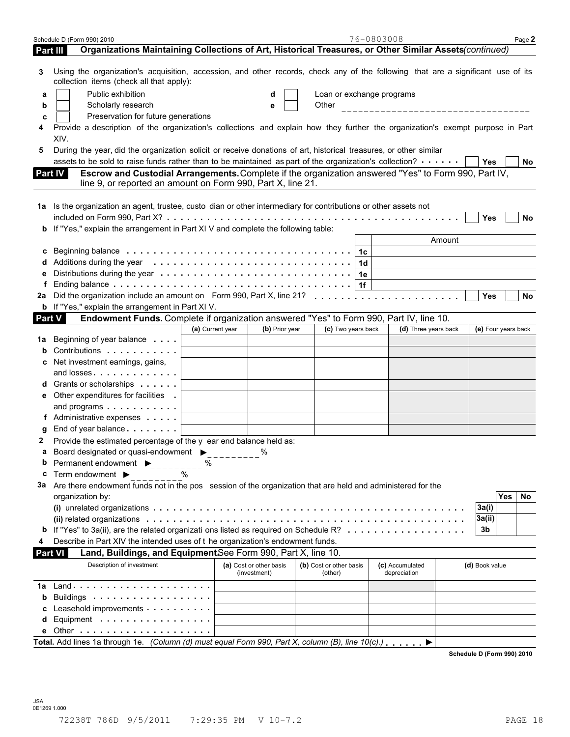Schedule D (Form 990) 2010 76-0803008 Page **2**

## Part III Organizations Maintaining Collections of Art, Historical Treasures, or Other Similar Assets *(continued)*

**3** Using the organization's acquisition, accession, and other records, check any of the following that are a significant use of its collection items (check all that apply):

- **a** ☐ Public exhibition
- **b** ☐ Scholarly research
- **c** ☐ Preservation for future generations
- **d** ☐ Loan or exchange programs
- **e** ☐ Other ___________________________________

**4** Provide a description of the organization's collections and explain how they further the organization's exempt purpose in Part XIV.

**5** During the year, did the organization solicit or receive donations of art, historical treasures, or other similar assets to be sold to raise funds rather than to be maintained as part of the organization's collection? . . . . . . ☐ Yes ☐ No

## Part IV Escrow and Custodial Arrangements.

Complete if the organization answered "Yes" to Form 990, Part IV, line 9, or reported an amount on Form 990, Part X, line 21.

**1a** Is the organization an agent, trustee, custodian or other intermediary for contributions or other assets not included on Form 990, Part X? . . . . . . ☐ Yes ☐ No

**b** If "Yes," explain the arrangement in Part XIV and complete the following table:

| | | | Amount |
|---|---|---|---|
| **c** | Beginning balance | 1c | |
| **d** | Additions during the year | 1d | |
| **e** | Distributions during the year | 1e | |
| **f** | Ending balance | 1f | |

**2a** Did the organization include an amount on Form 990, Part X, line 21? . . . . . . ☐ Yes ☐ No

**b** If "Yes," explain the arrangement in Part XIV.

## Part V Endowment Funds.

Complete if organization answered "Yes" to Form 990, Part IV, line 10.

| | | (a) Current year | (b) Prior year | (c) Two years back | (d) Three years back | (e) Four years back |
|---|---|---|---|---|---|---|
| **1a** | Beginning of year balance | | | | | |
| **b** | Contributions | | | | | |
| **c** | Net investment earnings, gains, and losses | | | | | |
| **d** | Grants or scholarships | | | | | |
| **e** | Other expenditures for facilities and programs | | | | | |
| **f** | Administrative expenses | | | | | |
| **g** | End of year balance | | | | | |

**2** Provide the estimated percentage of the year end balance held as:

- **a** Board designated or quasi-endowment ▶ ________ %
- **b** Permanent endowment ▶ ________ %
- **c** Term endowment ▶ ________ %

**3a** Are there endowment funds not in the possession of the organization that are held and administered for the organization by:

| | | | Yes | No |
|---|---|---|---|---|
| | **(i)** unrelated organizations | 3a(i) | | |
| | **(ii)** related organizations | 3a(ii) | | |
| **b** | If "Yes" to 3a(ii), are the related organizations listed as required on Schedule R? | 3b | | |

**4** Describe in Part XIV the intended uses of the organization's endowment funds.

## Part VI Land, Buildings, and Equipment.

See Form 990, Part X, line 10.

| | Description of investment | (a) Cost or other basis (investment) | (b) Cost or other basis (other) | (c) Accumulated depreciation | (d) Book value |
|---|---|---|---|---|---|
| **1a** | Land | | | | |
| **b** | Buildings | | | | |
| **c** | Leasehold improvements | | | | |
| **d** | Equipment | | | | |
| **e** | Other | | | | |
| | **Total.** Add lines 1a through 1e. *(Column (d) must equal Form 990, Part X, column (B), line 10(c).)* ▶ | | | | |

**Schedule D (Form 990) 2010**

JSA
0E1269 1.000

72238T 786D 9/5/2011 7:29:35 PM V 10-7.2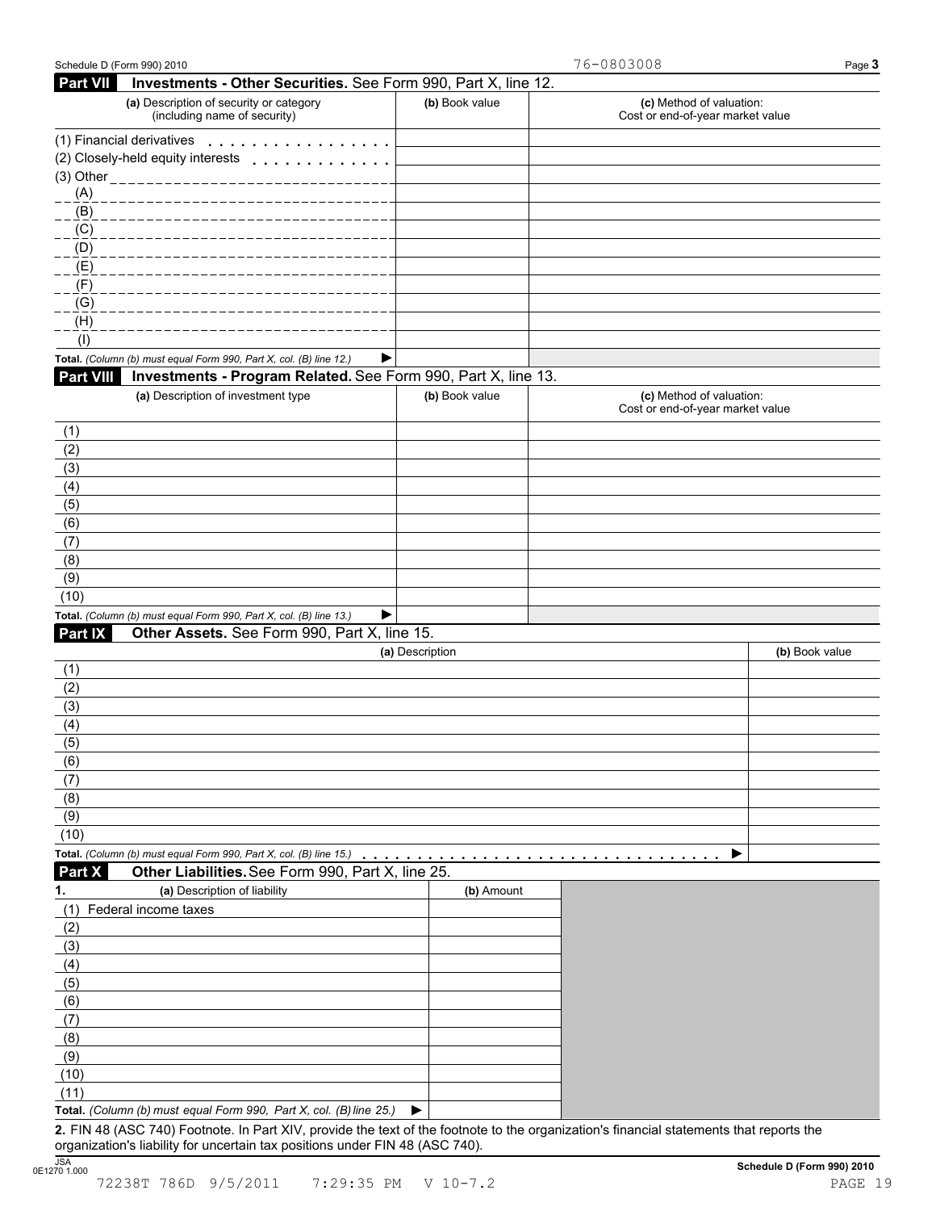76-0803008

## Part VII Investments - Other Securities. See Form 990, Part X, line 12.

| (a) Description of security or category (including name of security) | (b) Book value | (c) Method of valuation: Cost or end-of-year market value |
|---|---|---|
| (1) Financial derivatives | | |
| (2) Closely-held equity interests | | |
| (3) Other | | |
| (A) | | |
| (B) | | |
| (C) | | |
| (D) | | |
| (E) | | |
| (F) | | |
| (G) | | |
| (H) | | |
| (I) | | |
| **Total.** *(Column (b) must equal Form 990, Part X, col. (B) line 12.)* ▶ | | |

## Part VIII Investments - Program Related. See Form 990, Part X, line 13.

| (a) Description of investment type | (b) Book value | (c) Method of valuation: Cost or end-of-year market value |
|---|---|---|
| (1) | | |
| (2) | | |
| (3) | | |
| (4) | | |
| (5) | | |
| (6) | | |
| (7) | | |
| (8) | | |
| (9) | | |
| (10) | | |
| **Total.** *(Column (b) must equal Form 990, Part X, col. (B) line 13.)* ▶ | | |

## Part IX Other Assets. See Form 990, Part X, line 15.

| (a) Description | (b) Book value |
|---|---|
| (1) | |
| (2) | |
| (3) | |
| (4) | |
| (5) | |
| (6) | |
| (7) | |
| (8) | |
| (9) | |
| (10) | |
| **Total.** *(Column (b) must equal Form 990, Part X, col. (B) line 15.)* ▶ | |

## Part X Other Liabilities. See Form 990, Part X, line 25.

| 1. (a) Description of liability | (b) Amount |
|---|---|
| (1) Federal income taxes | |
| (2) | |
| (3) | |
| (4) | |
| (5) | |
| (6) | |
| (7) | |
| (8) | |
| (9) | |
| (10) | |
| (11) | |
| **Total.** *(Column (b) must equal Form 990, Part X, col. (B) line 25.)* ▶ | |

**2.** FIN 48 (ASC 740) Footnote. In Part XIV, provide the text of the footnote to the organization's financial statements that reports the organization's liability for uncertain tax positions under FIN 48 (ASC 740).

JSA 0E1270 1.000 **Schedule D (Form 990) 2010**

72238T 786D 9/5/2011 7:29:35 PM V 10-7.2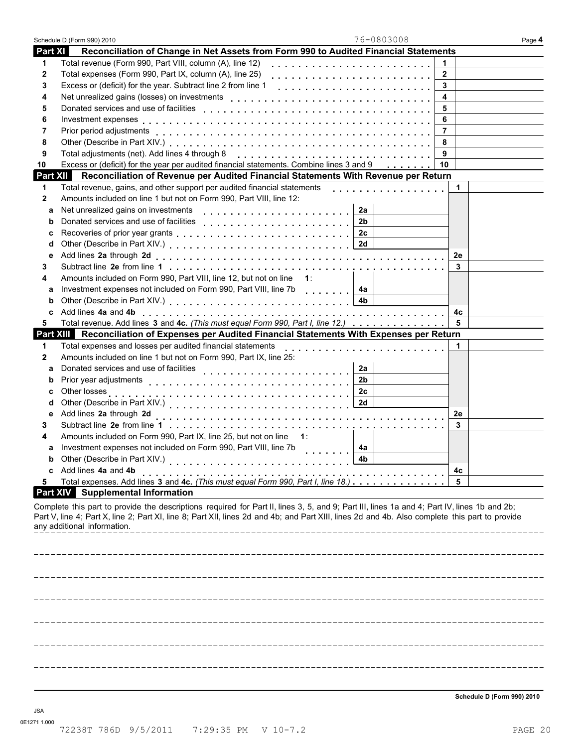Schedule D (Form 990) 2010 76-0803008 Page **4**

## Part XI Reconciliation of Change in Net Assets from Form 990 to Audited Financial Statements

| | | | |
|---|---|---|---|
| 1 | Total revenue (Form 990, Part VIII, column (A), line 12) | 1 | |
| 2 | Total expenses (Form 990, Part IX, column (A), line 25) | 2 | |
| 3 | Excess or (deficit) for the year. Subtract line 2 from line 1 | 3 | |
| 4 | Net unrealized gains (losses) on investments | 4 | |
| 5 | Donated services and use of facilities | 5 | |
| 6 | Investment expenses | 6 | |
| 7 | Prior period adjustments | 7 | |
| 8 | Other (Describe in Part XIV.) | 8 | |
| 9 | Total adjustments (net). Add lines 4 through 8 | 9 | |
| 10 | Excess or (deficit) for the year per audited financial statements. Combine lines 3 and 9 | 10 | |

## Part XII Reconciliation of Revenue per Audited Financial Statements With Revenue per Return

| | | | | | |
|---|---|---|---|---|---|
| 1 | Total revenue, gains, and other support per audited financial statements | | | 1 | |
| 2 | Amounts included on line 1 but not on Form 990, Part VIII, line 12: | | | | |
| a | Net unrealized gains on investments | 2a | | | |
| b | Donated services and use of facilities | 2b | | | |
| c | Recoveries of prior year grants | 2c | | | |
| d | Other (Describe in Part XIV.) | 2d | | | |
| e | Add lines **2a** through **2d** | | | 2e | |
| 3 | Subtract line **2e** from line **1** | | | 3 | |
| 4 | Amounts included on Form 990, Part VIII, line 12, but not on line **1**: | | | | |
| a | Investment expenses not included on Form 990, Part VIII, line 7b | 4a | | | |
| b | Other (Describe in Part XIV.) | 4b | | | |
| c | Add lines **4a** and **4b** | | | 4c | |
| 5 | Total revenue. Add lines **3** and **4c.** *(This must equal Form 990, Part I, line 12.)* | | | 5 | |

## Part XIII Reconciliation of Expenses per Audited Financial Statements With Expenses per Return

| | | | | | |
|---|---|---|---|---|---|
| 1 | Total expenses and losses per audited financial statements | | | 1 | |
| 2 | Amounts included on line 1 but not on Form 990, Part IX, line 25: | | | | |
| a | Donated services and use of facilities | 2a | | | |
| b | Prior year adjustments | 2b | | | |
| c | Other losses | 2c | | | |
| d | Other (Describe in Part XIV.) | 2d | | | |
| e | Add lines **2a** through **2d** | | | 2e | |
| 3 | Subtract line **2e** from line **1** | | | 3 | |
| 4 | Amounts included on Form 990, Part IX, line 25, but not on line **1**: | | | | |
| a | Investment expenses not included on Form 990, Part VIII, line 7b | 4a | | | |
| b | Other (Describe in Part XIV.) | 4b | | | |
| c | Add lines **4a** and **4b** | | | 4c | |
| 5 | Total expenses. Add lines **3** and **4c.** *(This must equal Form 990, Part I, line 18.)* | | | 5 | |

## Part XIV Supplemental Information

Complete this part to provide the descriptions required for Part II, lines 3, 5, and 9; Part III, lines 1a and 4; Part IV, lines 1b and 2b; Part V, line 4; Part X, line 2; Part XI, line 8; Part XII, lines 2d and 4b; and Part XIII, lines 2d and 4b. Also complete this part to provide any additional information.

**Schedule D (Form 990) 2010**

JSA
0E1271 1.000
72238T 786D 9/5/2011 7:29:35 PM V 10-7.2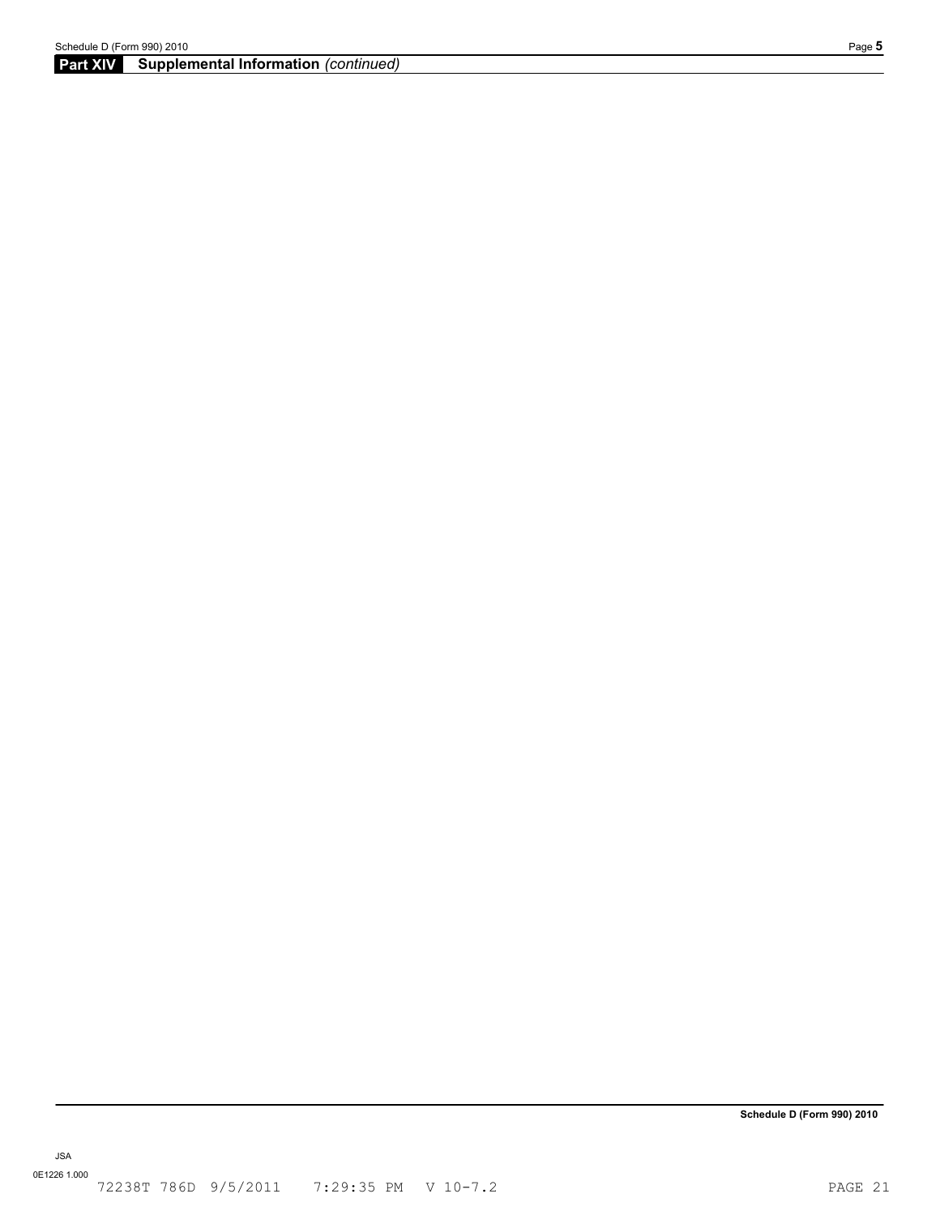## Part XIV Supplemental Information *(continued)*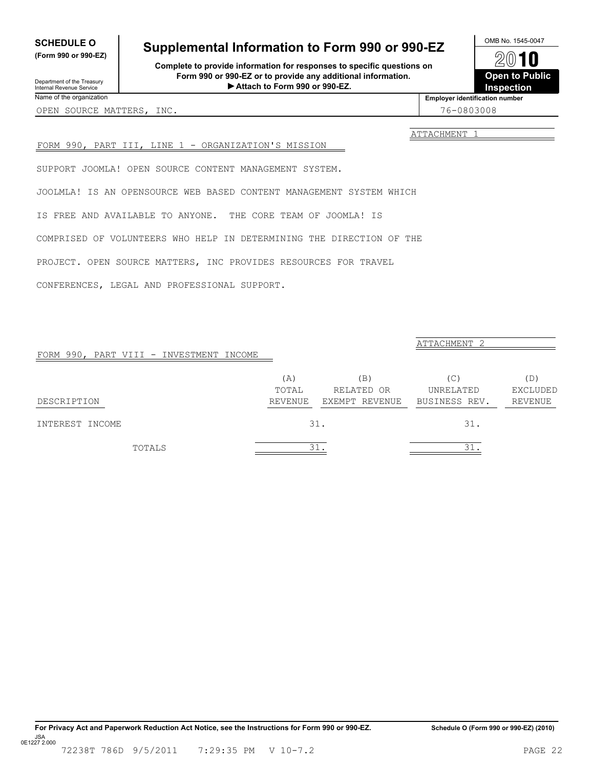**SCHEDULE O**
**(Form 990 or 990-EZ)**

Department of the Treasury
Internal Revenue Service

# Supplemental Information to Form 990 or 990-EZ

**Complete to provide information for responses to specific questions on Form 990 or 990-EZ or to provide any additional information.**
**▶ Attach to Form 990 or 990-EZ.**

OMB No. 1545-0047
**2010**
**Open to Public Inspection**

| Name of the organization | Employer identification number |
|---|---|
| OPEN SOURCE MATTERS, INC. | 76-0803008 |

ATTACHMENT 1

FORM 990, PART III, LINE 1 - ORGANIZATION'S MISSION

SUPPORT JOOMLA! OPEN SOURCE CONTENT MANAGEMENT SYSTEM.

JOOLMLA! IS AN OPENSOURCE WEB BASED CONTENT MANAGEMENT SYSTEM WHICH IS FREE AND AVAILABLE TO ANYONE. THE CORE TEAM OF JOOMLA! IS COMPRISED OF VOLUNTEERS WHO HELP IN DETERMINING THE DIRECTION OF THE PROJECT. OPEN SOURCE MATTERS, INC PROVIDES RESOURCES FOR TRAVEL CONFERENCES, LEGAL AND PROFESSIONAL SUPPORT.

ATTACHMENT 2

FORM 990, PART VIII - INVESTMENT INCOME

| DESCRIPTION | (A) TOTAL REVENUE | (B) RELATED OR EXEMPT REVENUE | (C) UNRELATED BUSINESS REV. | (D) EXCLUDED REVENUE |
|---|---|---|---|---|
| INTEREST INCOME | 31. | | 31. | |
| TOTALS | 31. | | 31. | |

For Privacy Act and Paperwork Reduction Act Notice, see the Instructions for Form 990 or 990-EZ.

Schedule O (Form 990 or 990-EZ) (2010)

JSA
0E1227 2.000

72238T 786D 9/5/2011 7:29:35 PM V 10-7.2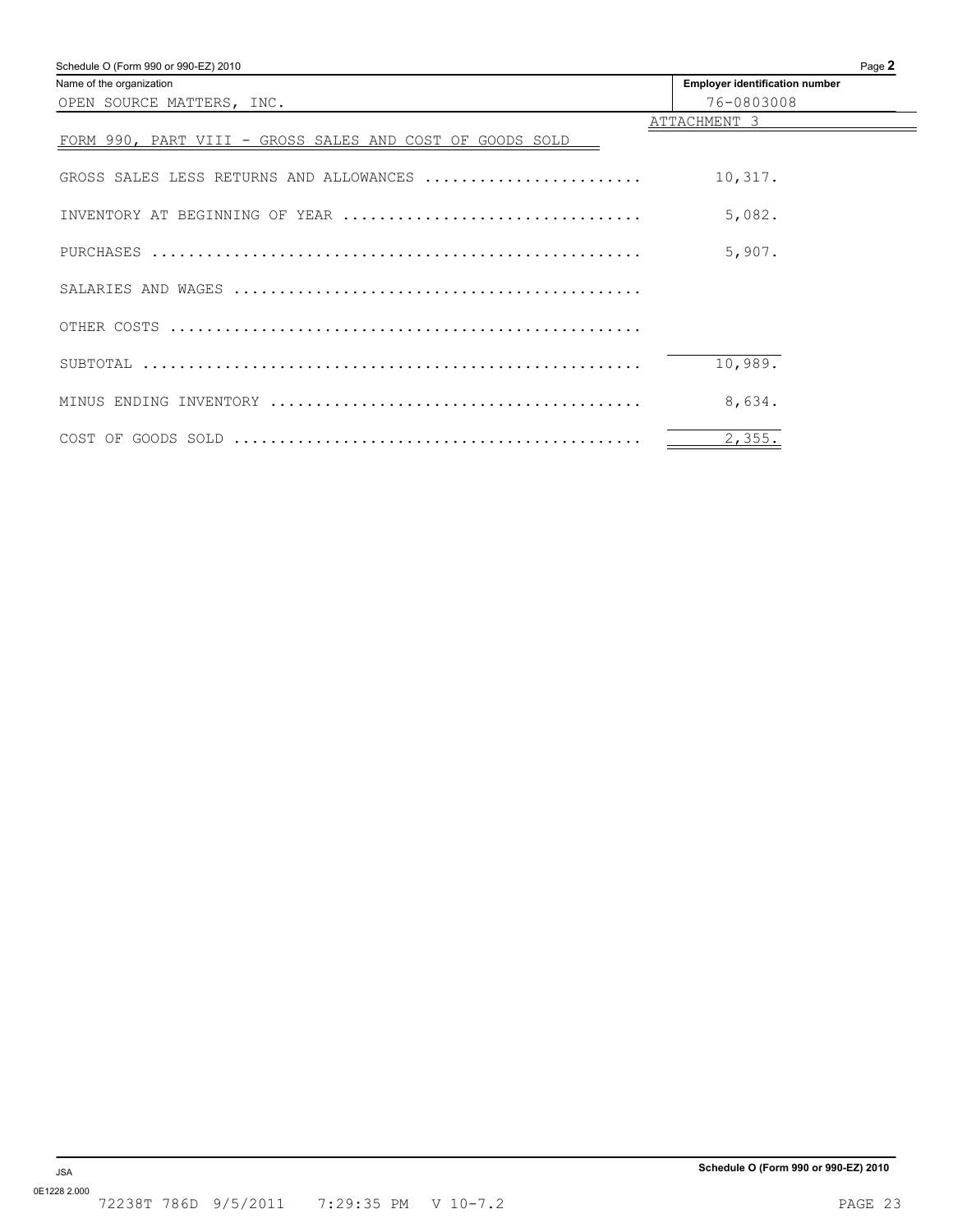Schedule O (Form 990 or 990-EZ) 2010

| Name of the organization | Employer identification number |
|---|---|
| OPEN SOURCE MATTERS, INC. | 76-0803008 |

ATTACHMENT 3

FORM 990, PART VIII - GROSS SALES AND COST OF GOODS SOLD

| | |
|---|---|
| GROSS SALES LESS RETURNS AND ALLOWANCES | 10,317. |
| INVENTORY AT BEGINNING OF YEAR | 5,082. |
| PURCHASES | 5,907. |
| SALARIES AND WAGES | |
| OTHER COSTS | |
| SUBTOTAL | 10,989. |
| MINUS ENDING INVENTORY | 8,634. |
| COST OF GOODS SOLD | 2,355. |

JSA
0E1228 2.000

72238T 786D 9/5/2011 7:29:35 PM V 10-7.2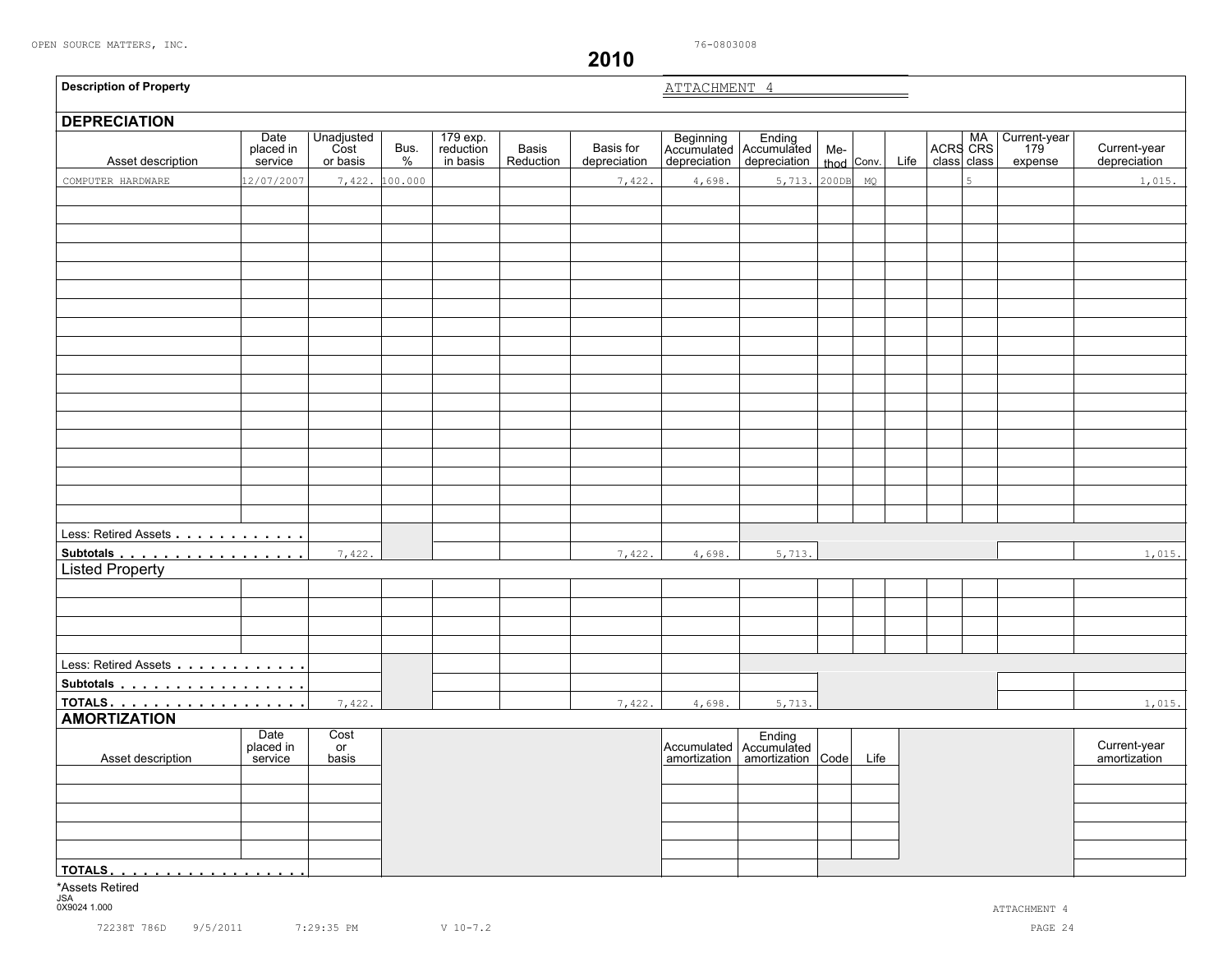OPEN SOURCE MATTERS, INC. 76-0803008

# 2010

**Description of Property** ATTACHMENT 4

## DEPRECIATION

| Asset description | Date placed in service | Unadjusted Cost or basis | Bus. % | 179 exp. reduction in basis | Basis Reduction | Basis for depreciation | Beginning Accumulated depreciation | Ending Accumulated depreciation | Method | Conv. | Life | ACRS class | MA CRS class | Current-year 179 expense | Current-year depreciation |
|---|---|---|---|---|---|---|---|---|---|---|---|---|---|---|---|
| COMPUTER HARDWARE | 12/07/2007 | 7,422. | 100.000 | | | 7,422. | 4,698. | 5,713. | 200DB | MQ | | | 5 | | 1,015. |
| Less: Retired Assets | | | | | | | | | | | | | | | |
| Subtotals | | 7,422. | | | | 7,422. | 4,698. | 5,713. | | | | | | | 1,015. |
| **Listed Property** | | | | | | | | | | | | | | | |
| Less: Retired Assets | | | | | | | | | | | | | | | |
| Subtotals | | | | | | | | | | | | | | | |
| TOTALS | | 7,422. | | | | 7,422. | 4,698. | 5,713. | | | | | | | 1,015. |

## AMORTIZATION

| Asset description | Date placed in service | Cost or basis | Accumulated amortization | Ending Accumulated amortization | Code | Life | Current-year amortization |
|---|---|---|---|---|---|---|---|
| TOTALS | | | | | | | |

*Assets Retired

JSA
0X9024 1.000

ATTACHMENT 4

72238T 786D 9/5/2011 7:29:35 PM V 10-7.2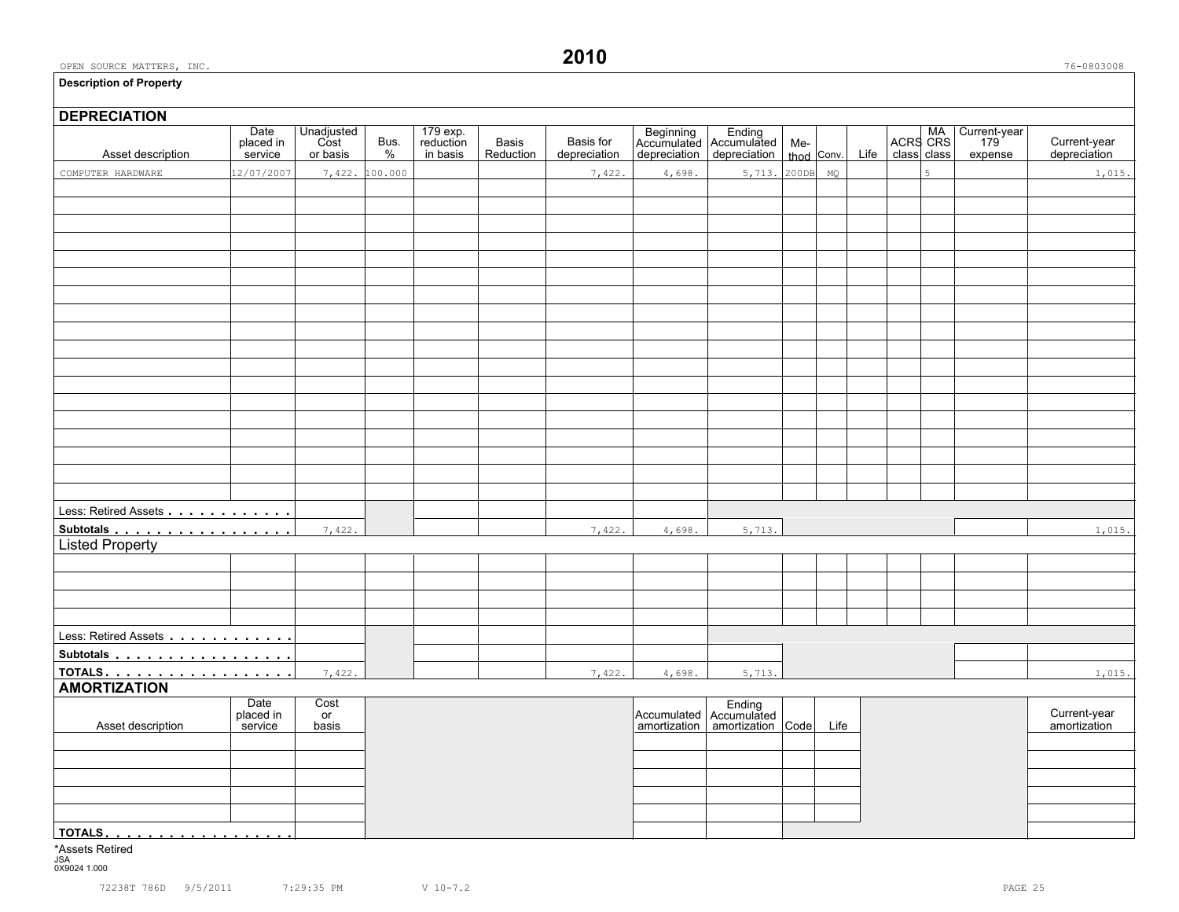# 2010

OPEN SOURCE MATTERS, INC. 76-0803008

**Description of Property**

## DEPRECIATION

| Asset description | Date placed in service | Unadjusted Cost or basis | Bus. % | 179 exp. reduction in basis | Basis Reduction | Basis for depreciation | Beginning Accumulated depreciation | Ending Accumulated depreciation | Method | Conv. | Life | ACRS class | MA CRS class | Current-year 179 expense | Current-year depreciation |
|---|---|---|---|---|---|---|---|---|---|---|---|---|---|---|---|
| COMPUTER HARDWARE | 12/07/2007 | 7,422. | 100.000 | | | 7,422. | 4,698. | 5,713. | 200DB | MQ | | | 5 | | 1,015. |
| Less: Retired Assets | | | | | | | | | | | | | | | |
| **Subtotals** | | 7,422. | | | | 7,422. | 4,698. | 5,713. | | | | | | | 1,015. |

### Listed Property

| Asset description | Date placed in service | Unadjusted Cost or basis | Bus. % | 179 exp. reduction in basis | Basis Reduction | Basis for depreciation | Beginning Accumulated depreciation | Ending Accumulated depreciation | Method | Conv. | Life | ACRS class | MA CRS class | Current-year 179 expense | Current-year depreciation |
|---|---|---|---|---|---|---|---|---|---|---|---|---|---|---|---|
| Less: Retired Assets | | | | | | | | | | | | | | | |
| **Subtotals** | | | | | | | | | | | | | | | |
| **TOTALS** | | 7,422. | | | | 7,422. | 4,698. | 5,713. | | | | | | | 1,015. |

## AMORTIZATION

| Asset description | Date placed in service | Cost or basis | Accumulated amortization | Ending Accumulated amortization | Code | Life | Current-year amortization |
|---|---|---|---|---|---|---|---|
| **TOTALS** | | | | | | | |

*Assets Retired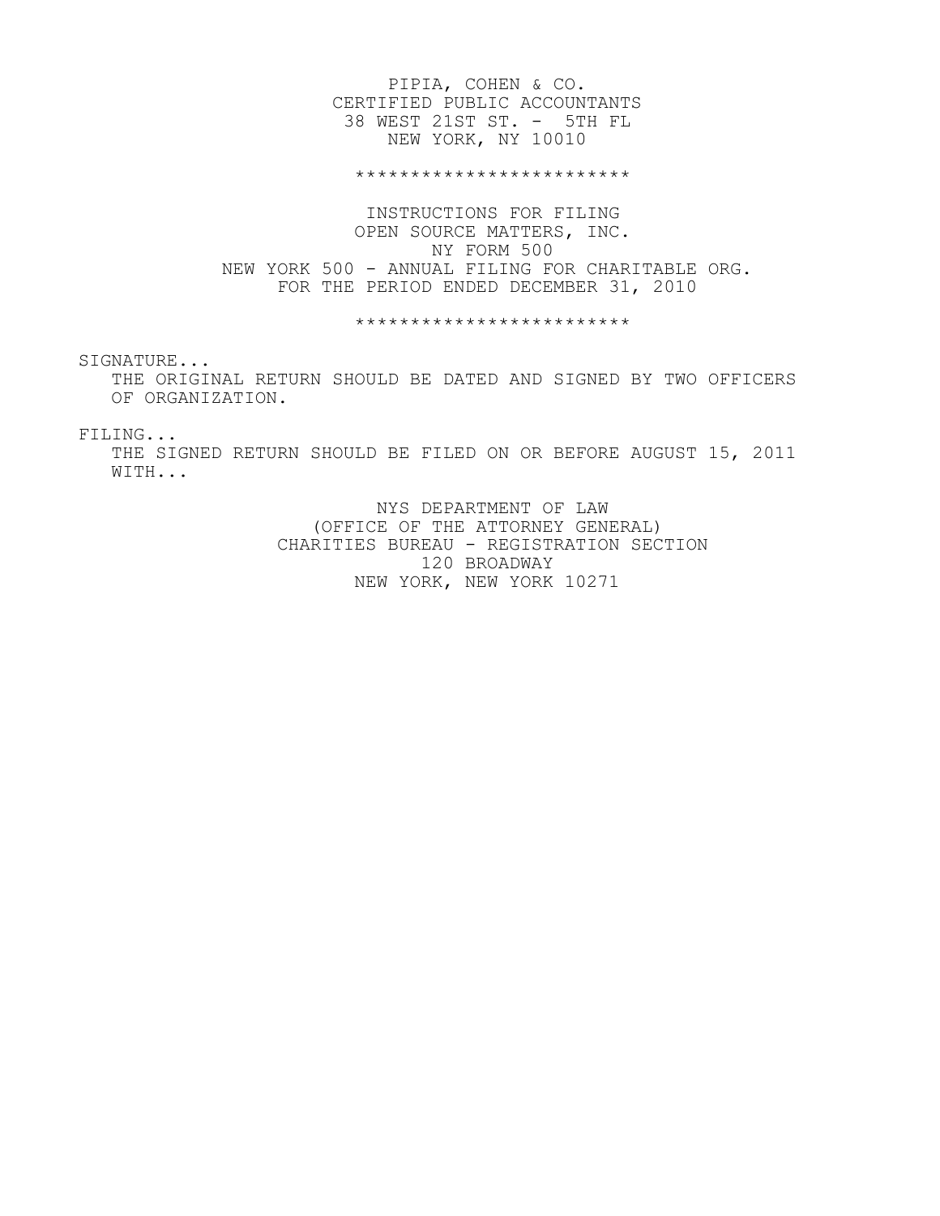PIPIA, COHEN & CO.
CERTIFIED PUBLIC ACCOUNTANTS
38 WEST 21ST ST. - 5TH FL
NEW YORK, NY 10010

*************************

INSTRUCTIONS FOR FILING
OPEN SOURCE MATTERS, INC.
NY FORM 500
NEW YORK 500 - ANNUAL FILING FOR CHARITABLE ORG.
FOR THE PERIOD ENDED DECEMBER 31, 2010

*************************

SIGNATURE...

THE ORIGINAL RETURN SHOULD BE DATED AND SIGNED BY TWO OFFICERS OF ORGANIZATION.

FILING...

THE SIGNED RETURN SHOULD BE FILED ON OR BEFORE AUGUST 15, 2011 WITH...

NYS DEPARTMENT OF LAW
(OFFICE OF THE ATTORNEY GENERAL)
CHARITIES BUREAU - REGISTRATION SECTION
120 BROADWAY
NEW YORK, NEW YORK 10271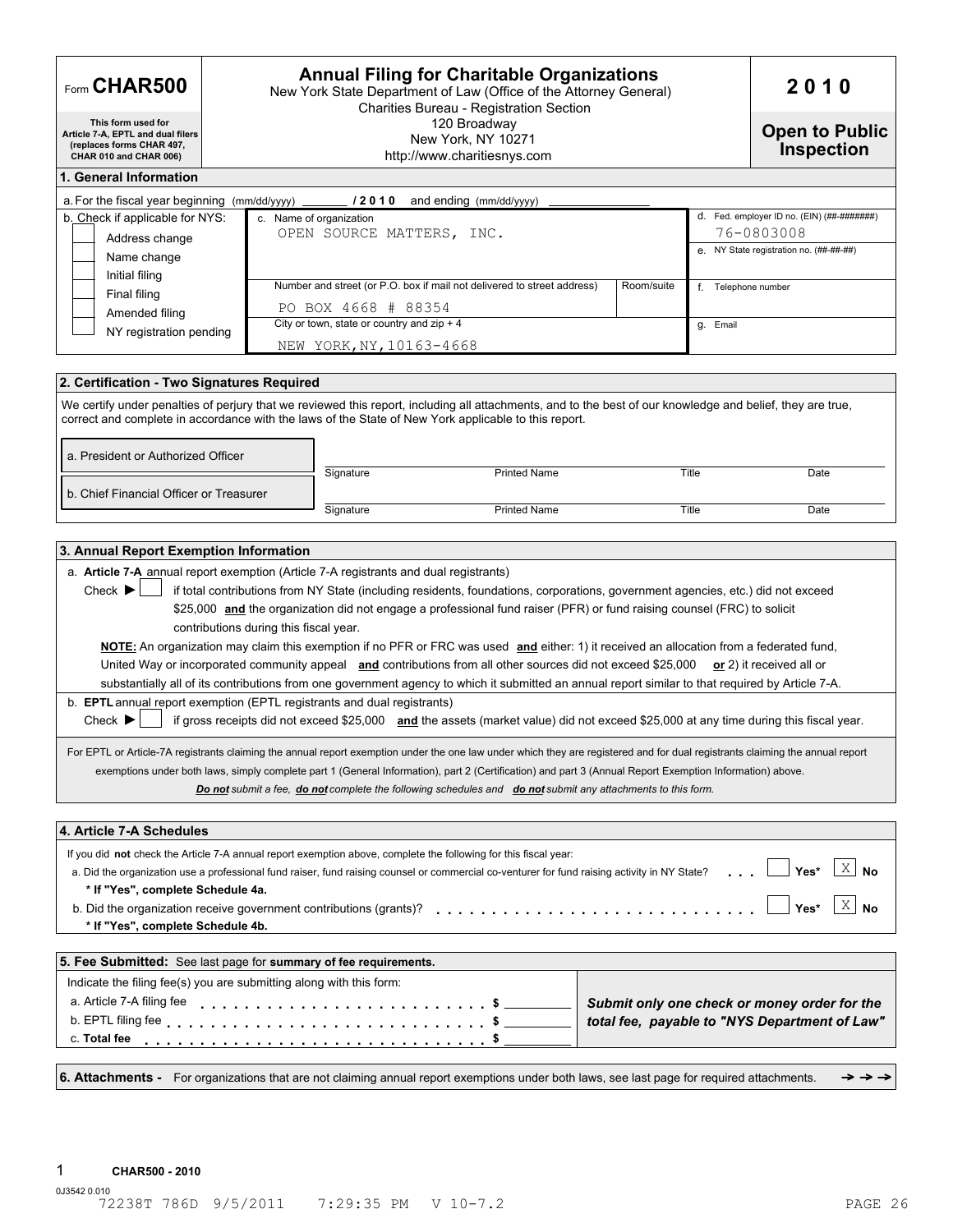# Form CHAR500

## Annual Filing for Charitable Organizations

New York State Department of Law (Office of the Attorney General)
Charities Bureau - Registration Section
120 Broadway
New York, NY 10271
http://www.charitiesnys.com

**2010**

**Open to Public Inspection**

This form used for Article 7-A, EPTL and dual filers (replaces forms CHAR 497, CHAR 010 and CHAR 006)

### 1. General Information

a. For the fiscal year beginning (mm/dd/yyyy) ______ /2010 and ending (mm/dd/yyyy) ______________

b. Check if applicable for NYS:
- [ ] Address change
- [ ] Name change
- [ ] Initial filing
- [ ] Final filing
- [ ] Amended filing
- [ ] NY registration pending

c. Name of organization: OPEN SOURCE MATTERS, INC.

Number and street (or P.O. box if mail not delivered to street address): PO BOX 4668 # 88354

Room/suite:

City or town, state or country and zip + 4: NEW YORK,NY,10163-4668

d. Fed. employer ID no. (EIN) (##-#######): 76-0803008

e. NY State registration no. (##-##-##):

f. Telephone number:

g. Email:

### 2. Certification - Two Signatures Required

We certify under penalties of perjury that we reviewed this report, including all attachments, and to the best of our knowledge and belief, they are true, correct and complete in accordance with the laws of the State of New York applicable to this report.

| | Signature | Printed Name | Title | Date |
|---|---|---|---|---|
| a. President or Authorized Officer | | | | |
| b. Chief Financial Officer or Treasurer | | | | |

### 3. Annual Report Exemption Information

a. **Article 7-A** annual report exemption (Article 7-A registrants and dual registrants)

Check ► [ ] if total contributions from NY State (including residents, foundations, corporations, government agencies, etc.) did not exceed $25,000 **and** the organization did not engage a professional fund raiser (PFR) or fund raising counsel (FRC) to solicit contributions during this fiscal year.

**NOTE:** An organization may claim this exemption if no PFR or FRC was used **and** either: 1) it received an allocation from a federated fund, United Way or incorporated community appeal **and** contributions from all other sources did not exceed $25,000 **or** 2) it received all or substantially all of its contributions from one government agency to which it submitted an annual report similar to that required by Article 7-A.

b. **EPTL** annual report exemption (EPTL registrants and dual registrants)

Check ► [ ] if gross receipts did not exceed $25,000 **and** the assets (market value) did not exceed $25,000 at any time during this fiscal year.

For EPTL or Article-7A registrants claiming the annual report exemption under the one law under which they are registered and for dual registrants claiming the annual report exemptions under both laws, simply complete part 1 (General Information), part 2 (Certification) and part 3 (Annual Report Exemption Information) above.

***Do not** submit a fee, **do not** complete the following schedules and **do not** submit any attachments to this form.*

### 4. Article 7-A Schedules

If you did **not** check the Article 7-A annual report exemption above, complete the following for this fiscal year:

a. Did the organization use a professional fund raiser, fund raising counsel or commercial co-venturer for fund raising activity in NY State? [ ] Yes* [X] No

**\* If "Yes", complete Schedule 4a.**

b. Did the organization receive government contributions (grants)? [ ] Yes* [X] No

**\* If "Yes", complete Schedule 4b.**

### 5. Fee Submitted: See last page for **summary of fee requirements.**

Indicate the filing fee(s) you are submitting along with this form:

a. Article 7-A filing fee . . . . . . . . $ ________

b. EPTL filing fee . . . . . . . . $ ________

c. **Total fee** . . . . . . . . $ ________

***Submit only one check or money order for the total fee, payable to "NYS Department of Law"***

### 6. Attachments -

For organizations that are not claiming annual report exemptions under both laws, see last page for required attachments. → → →

1 **CHAR500 - 2010**

0J3542 0.010

72238T 786D 9/5/2011 7:29:35 PM V 10-7.2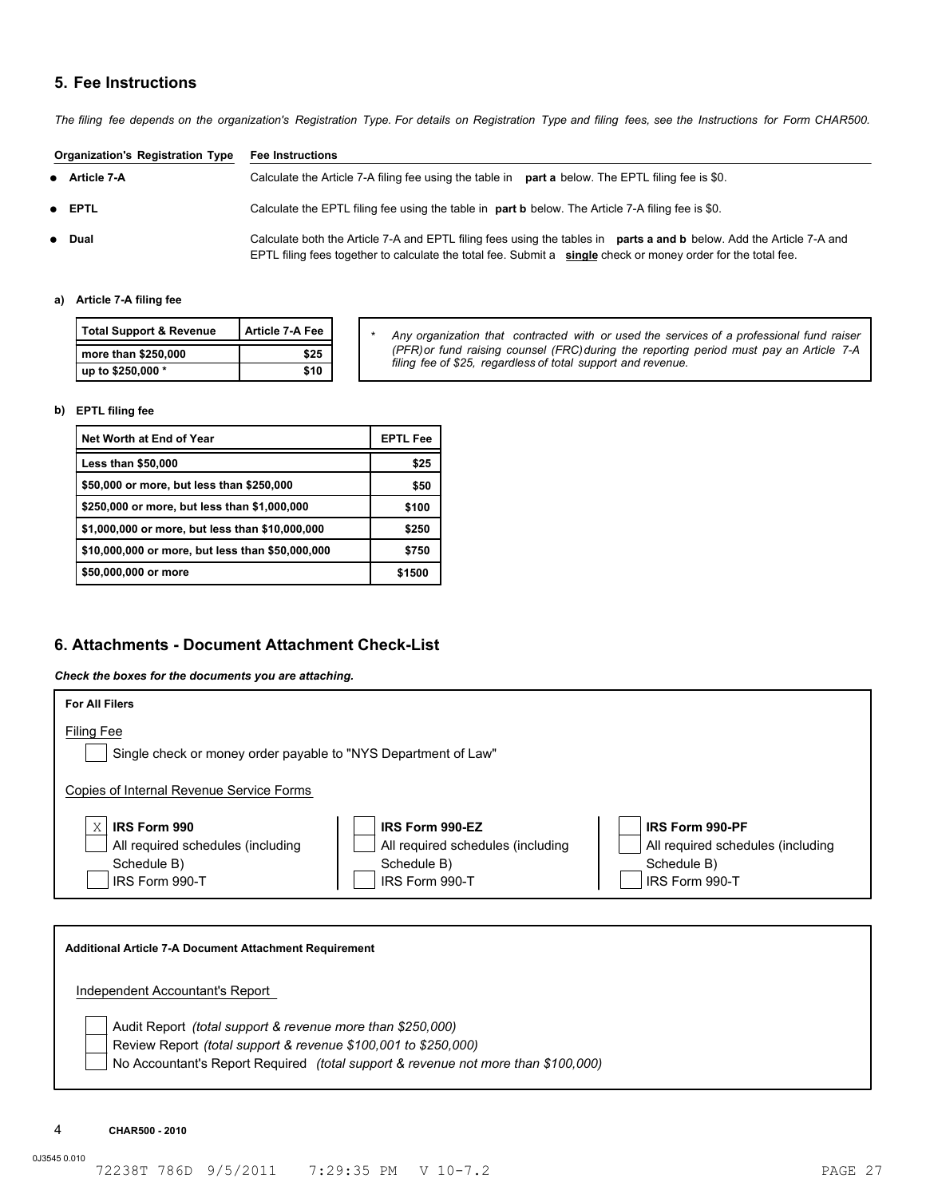## 5. Fee Instructions

*The filing fee depends on the organization's Registration Type. For details on Registration Type and filing fees, see the Instructions for Form CHAR500.*

| Organization's Registration Type | Fee Instructions |
|---|---|
| ● **Article 7-A** | Calculate the Article 7-A filing fee using the table in **part a** below. The EPTL filing fee is $0. |
| ● **EPTL** | Calculate the EPTL filing fee using the table in **part b** below. The Article 7-A filing fee is $0. |
| ● **Dual** | Calculate both the Article 7-A and EPTL filing fees using the tables in **parts a and b** below. Add the Article 7-A and EPTL filing fees together to calculate the total fee. Submit a **single** check or money order for the total fee. |

**a) Article 7-A filing fee**

| Total Support & Revenue | Article 7-A Fee |
|---|---|
| more than $250,000 | $25 |
| up to $250,000 * | $10 |

\* *Any organization that contracted with or used the services of a professional fund raiser (PFR) or fund raising counsel (FRC) during the reporting period must pay an Article 7-A filing fee of $25, regardless of total support and revenue.*

**b) EPTL filing fee**

| Net Worth at End of Year | EPTL Fee |
|---|---|
| Less than $50,000 | $25 |
| $50,000 or more, but less than $250,000 | $50 |
| $250,000 or more, but less than $1,000,000 | $100 |
| $1,000,000 or more, but less than $10,000,000 | $250 |
| $10,000,000 or more, but less than $50,000,000 | $750 |
| $50,000,000 or more | $1500 |

## 6. Attachments - Document Attachment Check-List

***Check the boxes for the documents you are attaching.***

**For All Filers**

Filing Fee

- [ ] Single check or money order payable to "NYS Department of Law"

Copies of Internal Revenue Service Forms

| | | |
|---|---|---|
| [X] **IRS Form 990** | [ ] **IRS Form 990-EZ** | [ ] **IRS Form 990-PF** |
| [ ] All required schedules (including Schedule B) | [ ] All required schedules (including Schedule B) | [ ] All required schedules (including Schedule B) |
| [ ] IRS Form 990-T | [ ] IRS Form 990-T | [ ] IRS Form 990-T |

**Additional Article 7-A Document Attachment Requirement**

Independent Accountant's Report

- [ ] Audit Report *(total support & revenue more than $250,000)*
- [ ] Review Report *(total support & revenue $100,001 to $250,000)*
- [ ] No Accountant's Report Required *(total support & revenue not more than $100,000)*

CHAR500 - 2010

0J3545 0.010
72238T 786D 9/5/2011 7:29:35 PM V 10-7.2